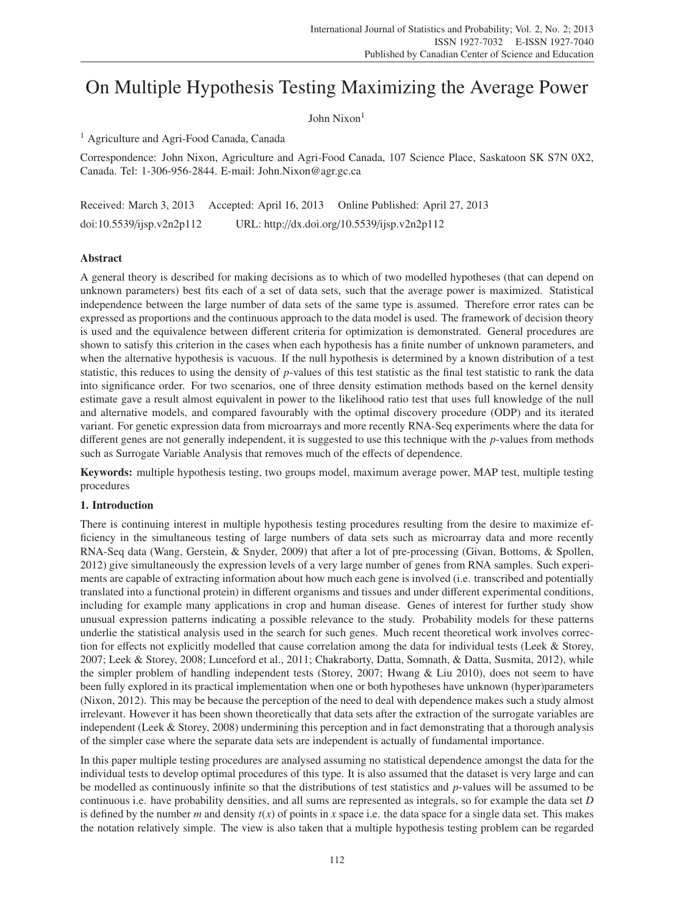# On Multiple Hypothesis Testing Maximizing the Average Power

John Nixon[1]

[1] Agriculture and Agri-Food Canada, Canada

Correspondence: John Nixon, Agriculture and Agri-Food Canada, 107 Science Place, Saskatoon SK S7N 0X2, Canada. Tel: 1-306-956-2844. E-mail: John.Nixon@agr.gc.ca

Received: March 3, 2013 Accepted: April 16, 2013 Online Published: April 27, 2013

doi:10.5539/ijsp.v2n2p112 URL: http://dx.doi.org/10.5539/ijsp.v2n2p112

## Abstract

A general theory is described for making decisions as to which of two modelled hypotheses (that can depend on unknown parameters) best fits each of a set of data sets, such that the average power is maximized. Statistical independence between the large number of data sets of the same type is assumed. Therefore error rates can be expressed as proportions and the continuous approach to the data model is used. The framework of decision theory is used and the equivalence between different criteria for optimization is demonstrated. General procedures are shown to satisfy this criterion in the cases when each hypothesis has a finite number of unknown parameters, and when the alternative hypothesis is vacuous. If the null hypothesis is determined by a known distribution of a test statistic, this reduces to using the density of *p*-values of this test statistic as the final test statistic to rank the data into significance order. For two scenarios, one of three density estimation methods based on the kernel density estimate gave a result almost equivalent in power to the likelihood ratio test that uses full knowledge of the null and alternative models, and compared favourably with the optimal discovery procedure (ODP) and its iterated variant. For genetic expression data from microarrays and more recently RNA-Seq experiments where the data for different genes are not generally independent, it is suggested to use this technique with the *p*-values from methods such as Surrogate Variable Analysis that removes much of the effects of dependence.

**Keywords:** multiple hypothesis testing, two groups model, maximum average power, MAP test, multiple testing procedures

## 1. Introduction

There is continuing interest in multiple hypothesis testing procedures resulting from the desire to maximize efficiency in the simultaneous testing of large numbers of data sets such as microarray data and more recently RNA-Seq data (Wang, Gerstein, & Snyder, 2009) that after a lot of pre-processing (Givan, Bottoms, & Spollen, 2012) give simultaneously the expression levels of a very large number of genes from RNA samples. Such experiments are capable of extracting information about how much each gene is involved (i.e. transcribed and potentially translated into a functional protein) in different organisms and tissues and under different experimental conditions, including for example many applications in crop and human disease. Genes of interest for further study show unusual expression patterns indicating a possible relevance to the study. Probability models for these patterns underlie the statistical analysis used in the search for such genes. Much recent theoretical work involves correction for effects not explicitly modelled that cause correlation among the data for individual tests (Leek & Storey, 2007; Leek & Storey, 2008; Lunceford et al., 2011; Chakraborty, Datta, Somnath, & Datta, Susmita, 2012), while the simpler problem of handling independent tests (Storey, 2007; Hwang & Liu 2010), does not seem to have been fully explored in its practical implementation when one or both hypotheses have unknown (hyper)parameters (Nixon, 2012). This may be because the perception of the need to deal with dependence makes such a study almost irrelevant. However it has been shown theoretically that data sets after the extraction of the surrogate variables are independent (Leek & Storey, 2008) undermining this perception and in fact demonstrating that a thorough analysis of the simpler case where the separate data sets are independent is actually of fundamental importance.

In this paper multiple testing procedures are analysed assuming no statistical dependence amongst the data for the individual tests to develop optimal procedures of this type. It is also assumed that the dataset is very large and can be modelled as continuously infinite so that the distributions of test statistics and *p*-values will be assumed to be continuous i.e. have probability densities, and all sums are represented as integrals, so for example the data set $D$ is defined by the number $m$ and density $t(x)$ of points in $x$ space i.e. the data space for a single data set. This makes the notation relatively simple. The view is also taken that a multiple hypothesis testing problem can be regarded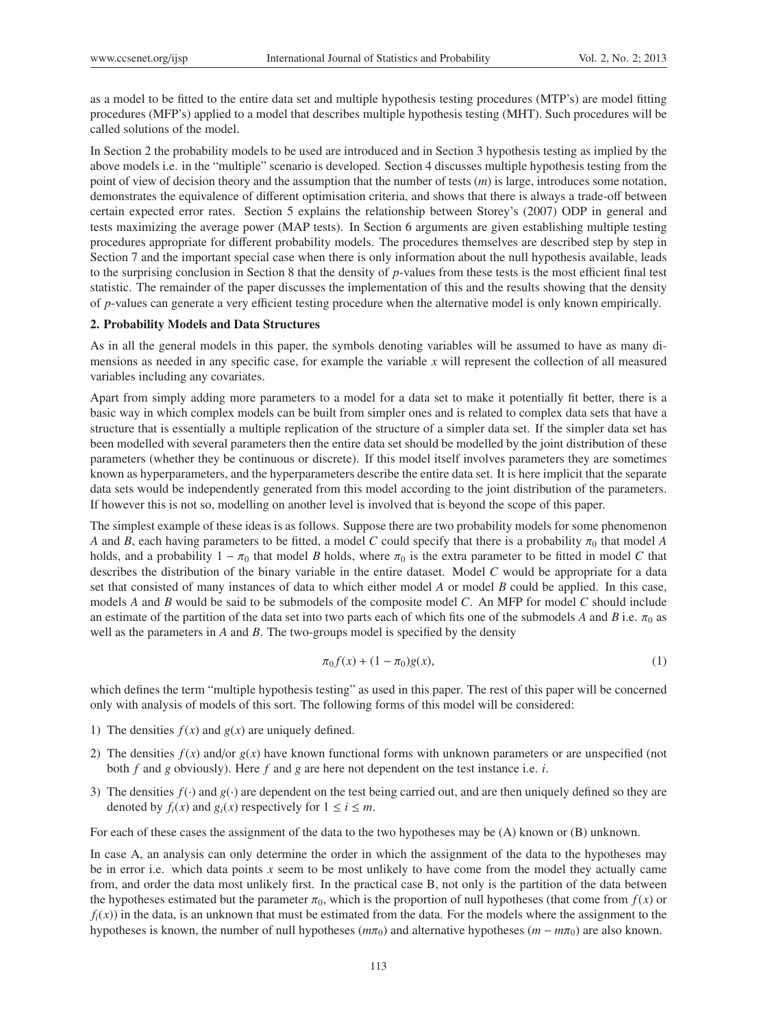as a model to be fitted to the entire data set and multiple hypothesis testing procedures (MTP's) are model fitting procedures (MFP's) applied to a model that describes multiple hypothesis testing (MHT). Such procedures will be called solutions of the model.

In Section 2 the probability models to be used are introduced and in Section 3 hypothesis testing as implied by the above models i.e. in the "multiple" scenario is developed. Section 4 discusses multiple hypothesis testing from the point of view of decision theory and the assumption that the number of tests ($m$) is large, introduces some notation, demonstrates the equivalence of different optimisation criteria, and shows that there is always a trade-off between certain expected error rates. Section 5 explains the relationship between Storey's (2007) ODP in general and tests maximizing the average power (MAP tests). In Section 6 arguments are given establishing multiple testing procedures appropriate for different probability models. The procedures themselves are described step by step in Section 7 and the important special case when there is only information about the null hypothesis available, leads to the surprising conclusion in Section 8 that the density of $p$-values from these tests is the most efficient final test statistic. The remainder of the paper discusses the implementation of this and the results showing that the density of $p$-values can generate a very efficient testing procedure when the alternative model is only known empirically.

## 2. Probability Models and Data Structures

As in all the general models in this paper, the symbols denoting variables will be assumed to have as many dimensions as needed in any specific case, for example the variable $x$ will represent the collection of all measured variables including any covariates.

Apart from simply adding more parameters to a model for a data set to make it potentially fit better, there is a basic way in which complex models can be built from simpler ones and is related to complex data sets that have a structure that is essentially a multiple replication of the structure of a simpler data set. If the simpler data set has been modelled with several parameters then the entire data set should be modelled by the joint distribution of these parameters (whether they be continuous or discrete). If this model itself involves parameters they are sometimes known as hyperparameters, and the hyperparameters describe the entire data set. It is here implicit that the separate data sets would be independently generated from this model according to the joint distribution of the parameters. If however this is not so, modelling on another level is involved that is beyond the scope of this paper.

The simplest example of these ideas is as follows. Suppose there are two probability models for some phenomenon $A$ and $B$, each having parameters to be fitted, a model $C$ could specify that there is a probability $\pi_0$ that model $A$ holds, and a probability $1 - \pi_0$ that model $B$ holds, where $\pi_0$ is the extra parameter to be fitted in model $C$ that describes the distribution of the binary variable in the entire dataset. Model $C$ would be appropriate for a data set that consisted of many instances of data to which either model $A$ or model $B$ could be applied. In this case, models $A$ and $B$ would be said to be submodels of the composite model $C$. An MFP for model $C$ should include an estimate of the partition of the data set into two parts each of which fits one of the submodels $A$ and $B$ i.e. $\pi_0$ as well as the parameters in $A$ and $B$. The two-groups model is specified by the density

$$\pi_0 f(x) + (1 - \pi_0)g(x), \tag{1}$$

which defines the term "multiple hypothesis testing" as used in this paper. The rest of this paper will be concerned only with analysis of models of this sort. The following forms of this model will be considered:

1) The densities $f(x)$ and $g(x)$ are uniquely defined.

2) The densities $f(x)$ and/or $g(x)$ have known functional forms with unknown parameters or are unspecified (not both $f$ and $g$ obviously). Here $f$ and $g$ are here not dependent on the test instance i.e. $i$.

3) The densities $f(\cdot)$ and $g(\cdot)$ are dependent on the test being carried out, and are then uniquely defined so they are denoted by $f_i(x)$ and $g_i(x)$ respectively for $1 \leq i \leq m$.

For each of these cases the assignment of the data to the two hypotheses may be (A) known or (B) unknown.

In case A, an analysis can only determine the order in which the assignment of the data to the hypotheses may be in error i.e. which data points $x$ seem to be most unlikely to have come from the model they actually came from, and order the data most unlikely first. In the practical case B, not only is the partition of the data between the hypotheses estimated but the parameter $\pi_0$, which is the proportion of null hypotheses (that come from $f(x)$ or $f_i(x)$) in the data, is an unknown that must be estimated from the data. For the models where the assignment to the hypotheses is known, the number of null hypotheses ($m\pi_0$) and alternative hypotheses ($m - m\pi_0$) are also known.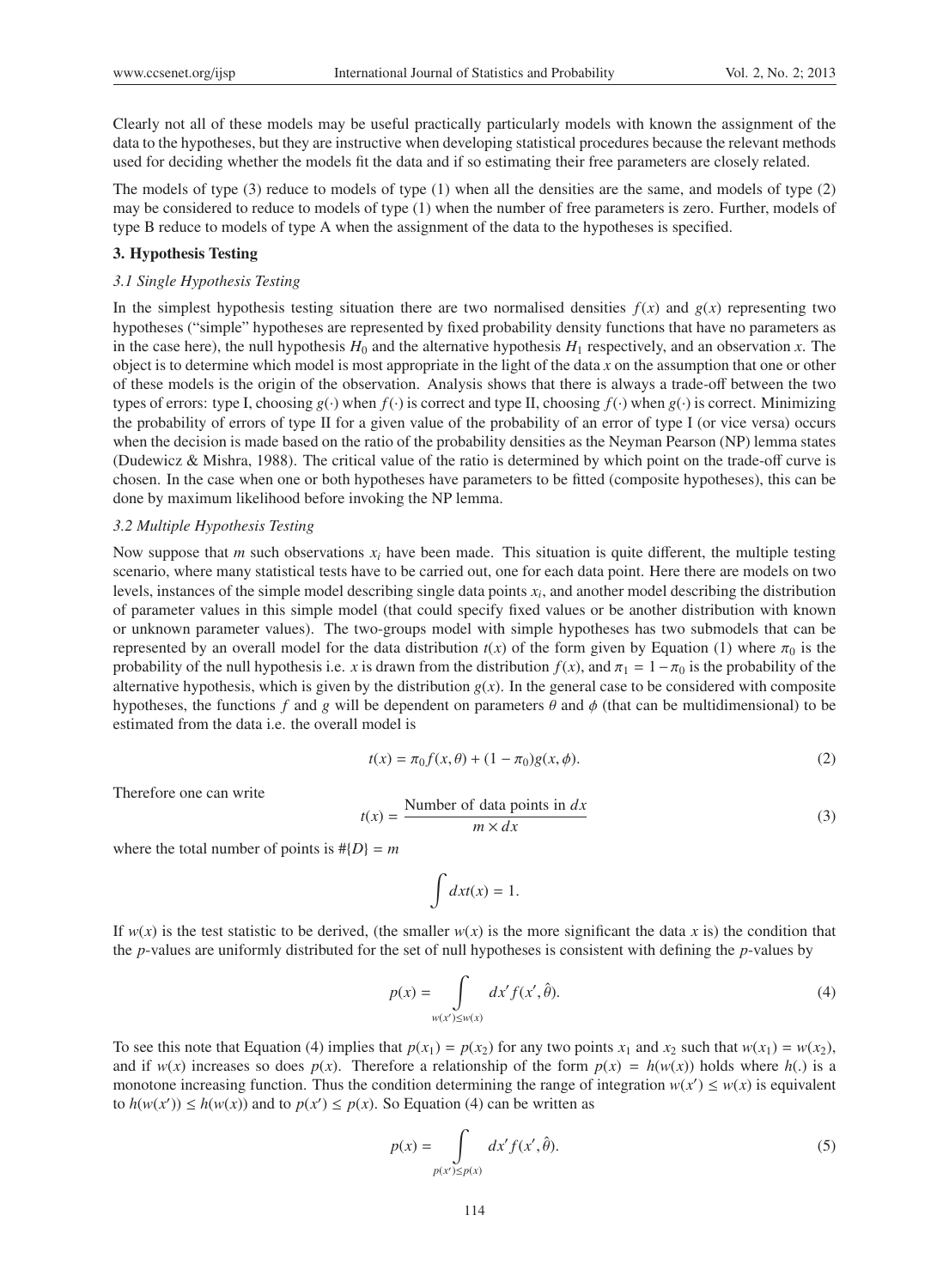Clearly not all of these models may be useful practically particularly models with known the assignment of the data to the hypotheses, but they are instructive when developing statistical procedures because the relevant methods used for deciding whether the models fit the data and if so estimating their free parameters are closely related.

The models of type (3) reduce to models of type (1) when all the densities are the same, and models of type (2) may be considered to reduce to models of type (1) when the number of free parameters is zero. Further, models of type B reduce to models of type A when the assignment of the data to the hypotheses is specified.

### 3. Hypothesis Testing

#### *3.1 Single Hypothesis Testing*

In the simplest hypothesis testing situation there are two normalised densities $f(x)$ and $g(x)$ representing two hypotheses ("simple" hypotheses are represented by fixed probability density functions that have no parameters as in the case here), the null hypothesis $H_0$ and the alternative hypothesis $H_1$ respectively, and an observation $x$. The object is to determine which model is most appropriate in the light of the data $x$ on the assumption that one or other of these models is the origin of the observation. Analysis shows that there is always a trade-off between the two types of errors: type I, choosing $g(\cdot)$ when $f(\cdot)$ is correct and type II, choosing $f(\cdot)$ when $g(\cdot)$ is correct. Minimizing the probability of errors of type II for a given value of the probability of an error of type I (or vice versa) occurs when the decision is made based on the ratio of the probability densities as the Neyman Pearson (NP) lemma states (Dudewicz & Mishra, 1988). The critical value of the ratio is determined by which point on the trade-off curve is chosen. In the case when one or both hypotheses have parameters to be fitted (composite hypotheses), this can be done by maximum likelihood before invoking the NP lemma.

#### *3.2 Multiple Hypothesis Testing*

Now suppose that $m$ such observations $x_i$ have been made. This situation is quite different, the multiple testing scenario, where many statistical tests have to be carried out, one for each data point. Here there are models on two levels, instances of the simple model describing single data points $x_i$, and another model describing the distribution of parameter values in this simple model (that could specify fixed values or be another distribution with known or unknown parameter values). The two-groups model with simple hypotheses has two submodels that can be represented by an overall model for the data distribution $t(x)$ of the form given by Equation (1) where $\pi_0$ is the probability of the null hypothesis i.e. $x$ is drawn from the distribution $f(x)$, and $\pi_1 = 1 - \pi_0$ is the probability of the alternative hypothesis, which is given by the distribution $g(x)$. In the general case to be considered with composite hypotheses, the functions $f$ and $g$ will be dependent on parameters $\theta$ and $\phi$ (that can be multidimensional) to be estimated from the data i.e. the overall model is

$$t(x) = \pi_0 f(x, \theta) + (1 - \pi_0) g(x, \phi). \tag{2}$$

Therefore one can write

$$t(x) = \frac{\text{Number of data points in } dx}{m \times dx} \tag{3}$$

where the total number of points is $\#\{D\} = m$

$$\int dx t(x) = 1.$$

If $w(x)$ is the test statistic to be derived, (the smaller $w(x)$ is the more significant the data $x$ is) the condition that the $p$-values are uniformly distributed for the set of null hypotheses is consistent with defining the $p$-values by

$$p(x) = \int\limits_{w(x') \leq w(x)} dx' f(x', \hat{\theta}). \tag{4}$$

To see this note that Equation (4) implies that $p(x_1) = p(x_2)$ for any two points $x_1$ and $x_2$ such that $w(x_1) = w(x_2)$, and if $w(x)$ increases so does $p(x)$. Therefore a relationship of the form $p(x) = h(w(x))$ holds where $h(.)$ is a monotone increasing function. Thus the condition determining the range of integration $w(x') \leq w(x)$ is equivalent to $h(w(x')) \leq h(w(x))$ and to $p(x') \leq p(x)$. So Equation (4) can be written as

$$p(x) = \int\limits_{p(x') \leq p(x)} dx' f(x', \hat{\theta}). \tag{5}$$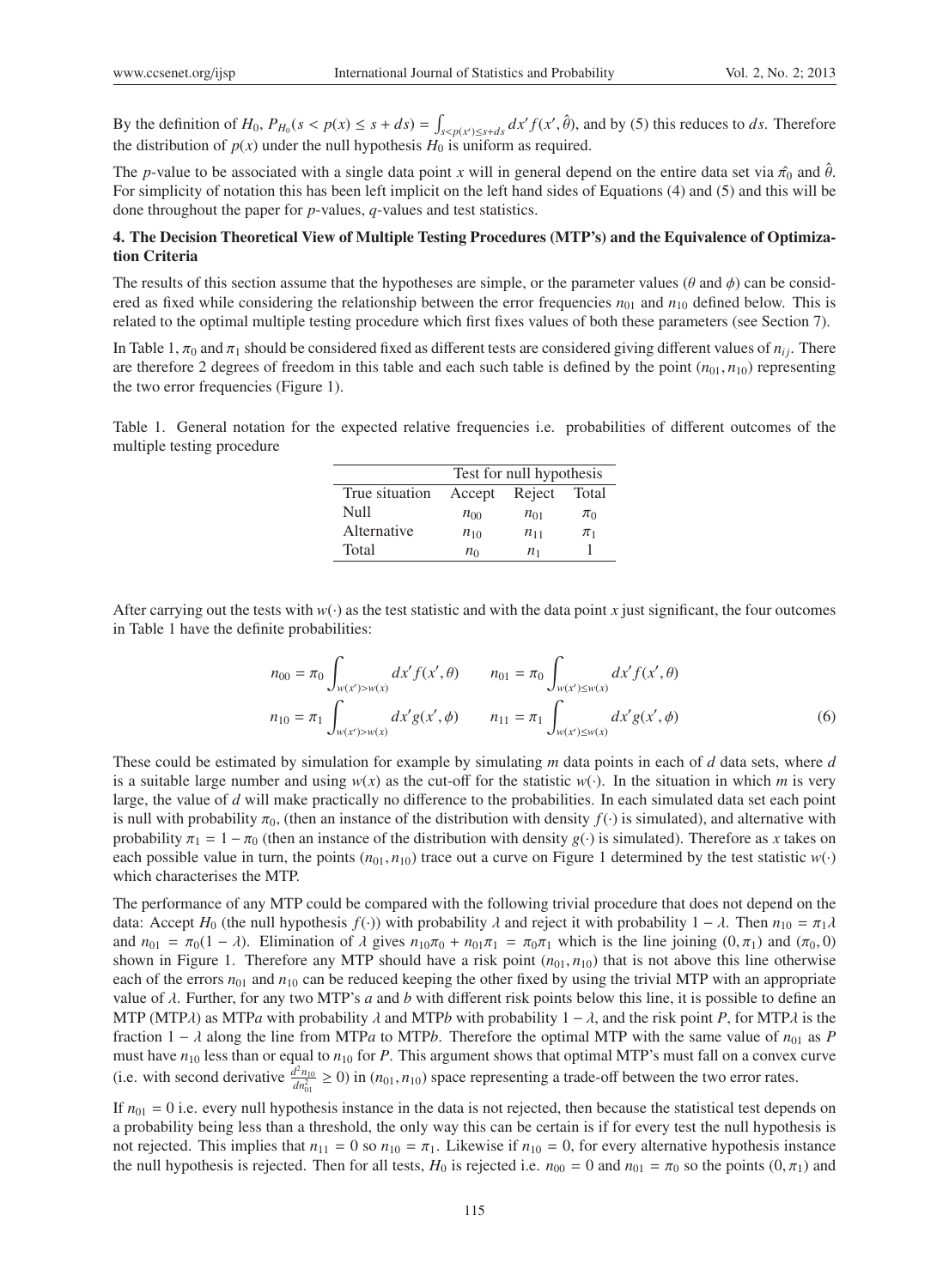By the definition of $H_0$, $P_{H_0}(s < p(x) \leq s + ds) = \int_{s<p(x')\leq s+ds} dx' f(x', \hat{\theta})$, and by (5) this reduces to $ds$. Therefore the distribution of $p(x)$ under the null hypothesis $H_0$ is uniform as required.

The $p$-value to be associated with a single data point $x$ will in general depend on the entire data set via $\hat{\pi_0}$ and $\hat{\theta}$. For simplicity of notation this has been left implicit on the left hand sides of Equations (4) and (5) and this will be done throughout the paper for $p$-values, $q$-values and test statistics.

## 4. The Decision Theoretical View of Multiple Testing Procedures (MTP's) and the Equivalence of Optimization Criteria

The results of this section assume that the hypotheses are simple, or the parameter values ($\theta$ and $\phi$) can be considered as fixed while considering the relationship between the error frequencies $n_{01}$ and $n_{10}$ defined below. This is related to the optimal multiple testing procedure which first fixes values of both these parameters (see Section 7).

In Table 1, $\pi_0$ and $\pi_1$ should be considered fixed as different tests are considered giving different values of $n_{ij}$. There are therefore 2 degrees of freedom in this table and each such table is defined by the point $(n_{01}, n_{10})$ representing the two error frequencies (Figure 1).

Table 1. General notation for the expected relative frequencies i.e. probabilities of different outcomes of the multiple testing procedure

| | Test for null hypothesis | | |
|---|---|---|---|
| True situation | Accept | Reject | Total |
| Null | $n_{00}$ | $n_{01}$ | $\pi_0$ |
| Alternative | $n_{10}$ | $n_{11}$ | $\pi_1$ |
| Total | $n_0$ | $n_1$ | 1 |

After carrying out the tests with $w(\cdot)$ as the test statistic and with the data point $x$ just significant, the four outcomes in Table 1 have the definite probabilities:

$$
\begin{aligned}
n_{00} &= \pi_0 \int_{w(x')>w(x)} dx' f(x', \theta) \qquad n_{01} = \pi_0 \int_{w(x')\leq w(x)} dx' f(x', \theta) \\
n_{10} &= \pi_1 \int_{w(x')>w(x)} dx' g(x', \phi) \qquad n_{11} = \pi_1 \int_{w(x')\leq w(x)} dx' g(x', \phi)
\end{aligned} \tag{6}
$$

These could be estimated by simulation for example by simulating $m$ data points in each of $d$ data sets, where $d$ is a suitable large number and using $w(x)$ as the cut-off for the statistic $w(\cdot)$. In the situation in which $m$ is very large, the value of $d$ will make practically no difference to the probabilities. In each simulated data set each point is null with probability $\pi_0$, (then an instance of the distribution with density $f(\cdot)$ is simulated), and alternative with probability $\pi_1 = 1 - \pi_0$ (then an instance of the distribution with density $g(\cdot)$ is simulated). Therefore as $x$ takes on each possible value in turn, the points $(n_{01}, n_{10})$ trace out a curve on Figure 1 determined by the test statistic $w(\cdot)$ which characterises the MTP.

The performance of any MTP could be compared with the following trivial procedure that does not depend on the data: Accept $H_0$ (the null hypothesis $f(\cdot)$) with probability $\lambda$ and reject it with probability $1 - \lambda$. Then $n_{10} = \pi_1\lambda$ and $n_{01} = \pi_0(1 - \lambda)$. Elimination of $\lambda$ gives $n_{10}\pi_0 + n_{01}\pi_1 = \pi_0\pi_1$ which is the line joining $(0, \pi_1)$ and $(\pi_0, 0)$ shown in Figure 1. Therefore any MTP should have a risk point $(n_{01}, n_{10})$ that is not above this line otherwise each of the errors $n_{01}$ and $n_{10}$ can be reduced keeping the other fixed by using the trivial MTP with an appropriate value of $\lambda$. Further, for any two MTP's $a$ and $b$ with different risk points below this line, it is possible to define an MTP (MTP$\lambda$) as MTP$a$ with probability $\lambda$ and MTP$b$ with probability $1 - \lambda$, and the risk point $P$, for MTP$\lambda$ is the fraction $1 - \lambda$ along the line from MTP$a$ to MTP$b$. Therefore the optimal MTP with the same value of $n_{01}$ as $P$ must have $n_{10}$ less than or equal to $n_{10}$ for $P$. This argument shows that optimal MTP's must fall on a convex curve (i.e. with second derivative $\frac{d^2 n_{10}}{dn_{01}^2} \geq 0$) in $(n_{01}, n_{10})$ space representing a trade-off between the two error rates.

If $n_{01} = 0$ i.e. every null hypothesis instance in the data is not rejected, then because the statistical test depends on a probability being less than a threshold, the only way this can be certain is if for every test the null hypothesis is not rejected. This implies that $n_{11} = 0$ so $n_{10} = \pi_1$. Likewise if $n_{10} = 0$, for every alternative hypothesis instance the null hypothesis is rejected. Then for all tests, $H_0$ is rejected i.e. $n_{00} = 0$ and $n_{01} = \pi_0$ so the points $(0, \pi_1)$ and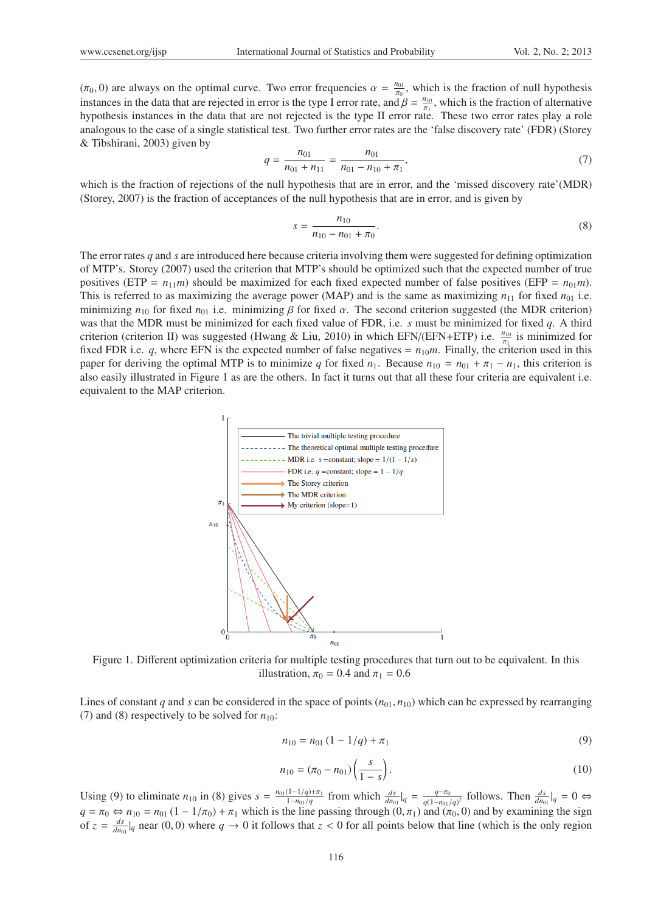$(\pi_0, 0)$ are always on the optimal curve. Two error frequencies $\alpha = \frac{n_{01}}{\pi_0}$, which is the fraction of null hypothesis instances in the data that are rejected in error is the type I error rate, and $\beta = \frac{n_{10}}{\pi_1}$, which is the fraction of alternative hypothesis instances in the data that are not rejected is the type II error rate. These two error rates play a role analogous to the case of a single statistical test. Two further error rates are the 'false discovery rate' (FDR) (Storey & Tibshirani, 2003) given by

$$q = \frac{n_{01}}{n_{01} + n_{11}} = \frac{n_{01}}{n_{01} - n_{10} + \pi_1}, \tag{7}$$

which is the fraction of rejections of the null hypothesis that are in error, and the 'missed discovery rate'(MDR) (Storey, 2007) is the fraction of acceptances of the null hypothesis that are in error, and is given by

$$s = \frac{n_{10}}{n_{10} - n_{01} + \pi_0}. \tag{8}$$

The error rates $q$ and $s$ are introduced here because criteria involving them were suggested for defining optimization of MTP's. Storey (2007) used the criterion that MTP's should be optimized such that the expected number of true positives (ETP $= n_{11}m$) should be maximized for each fixed expected number of false positives (EFP $= n_{01}m$). This is referred to as maximizing the average power (MAP) and is the same as maximizing $n_{11}$ for fixed $n_{01}$ i.e. minimizing $n_{10}$ for fixed $n_{01}$ i.e. minimizing $\beta$ for fixed $\alpha$. The second criterion suggested (the MDR criterion) was that the MDR must be minimized for each fixed value of FDR, i.e. $s$ must be minimized for fixed $q$. A third criterion (criterion II) was suggested (Hwang & Liu, 2010) in which EFN/(EFN+ETP) i.e. $\frac{n_{10}}{\pi_1}$ is minimized for fixed FDR i.e. $q$, where EFN is the expected number of false negatives $= n_{10}m$. Finally, the criterion used in this paper for deriving the optimal MTP is to minimize $q$ for fixed $n_1$. Because $n_{10} = n_{01} + \pi_1 - n_1$, this criterion is also easily illustrated in Figure 1 as are the others. In fact it turns out that all these four criteria are equivalent i.e. equivalent to the MAP criterion.

Figure 1. Different optimization criteria for multiple testing procedures that turn out to be equivalent. In this illustration, $\pi_0 = 0.4$ and $\pi_1 = 0.6$

Lines of constant $q$ and $s$ can be considered in the space of points $(n_{01}, n_{10})$ which can be expressed by rearranging (7) and (8) respectively to be solved for $n_{10}$:

$$n_{10} = n_{01}\,(1 - 1/q) + \pi_1 \tag{9}$$

$$n_{10} = (\pi_0 - n_{01})\left(\frac{s}{1-s}\right). \tag{10}$$

Using (9) to eliminate $n_{10}$ in (8) gives $s = \frac{n_{01}(1-1/q)+\pi_1}{1-n_{01}/q}$ from which $\frac{ds}{dn_{01}}|_q = \frac{q-\pi_0}{q(1-n_{01}/q)^2}$ follows. Then $\frac{ds}{dn_{01}}|_q = 0 \Leftrightarrow q = \pi_0 \Leftrightarrow n_{10} = n_{01}\,(1 - 1/\pi_0) + \pi_1$ which is the line passing through $(0, \pi_1)$ and $(\pi_0, 0)$ and by examining the sign of $z = \frac{ds}{dn_{01}}|_q$ near $(0, 0)$ where $q \to 0$ it follows that $z < 0$ for all points below that line (which is the only region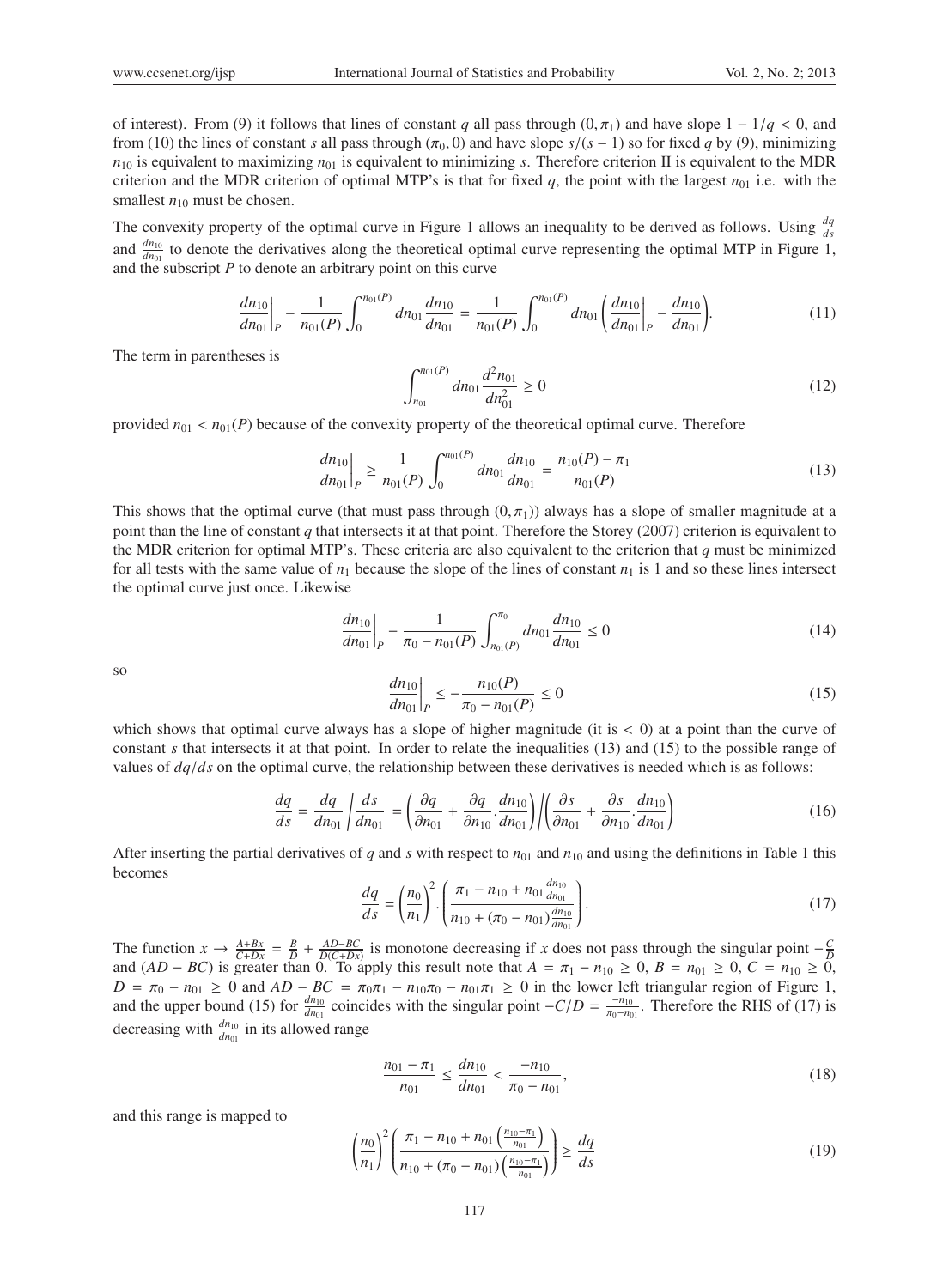of interest). From (9) it follows that lines of constant $q$ all pass through $(0, \pi_1)$ and have slope $1 - 1/q < 0$, and from (10) the lines of constant $s$ all pass through $(\pi_0, 0)$ and have slope $s/(s-1)$ so for fixed $q$ by (9), minimizing $n_{10}$ is equivalent to maximizing $n_{01}$ is equivalent to minimizing $s$. Therefore criterion II is equivalent to the MDR criterion and the MDR criterion of optimal MTP's is that for fixed $q$, the point with the largest $n_{01}$ i.e. with the smallest $n_{10}$ must be chosen.

The convexity property of the optimal curve in Figure 1 allows an inequality to be derived as follows. Using $\frac{dq}{ds}$ and $\frac{dn_{10}}{dn_{01}}$ to denote the derivatives along the theoretical optimal curve representing the optimal MTP in Figure 1, and the subscript $P$ to denote an arbitrary point on this curve

$$\left.\frac{dn_{10}}{dn_{01}}\right|_P - \frac{1}{n_{01}(P)} \int_0^{n_{01}(P)} dn_{01} \frac{dn_{10}}{dn_{01}} = \frac{1}{n_{01}(P)} \int_0^{n_{01}(P)} dn_{01} \left( \left.\frac{dn_{10}}{dn_{01}}\right|_P - \frac{dn_{10}}{dn_{01}} \right). \tag{11}$$

The term in parentheses is

$$\int_{n_{01}}^{n_{01}(P)} dn_{01} \frac{d^2 n_{01}}{dn_{01}^2} \geq 0 \tag{12}$$

provided $n_{01} < n_{01}(P)$ because of the convexity property of the theoretical optimal curve. Therefore

$$\left.\frac{dn_{10}}{dn_{01}}\right|_P \geq \frac{1}{n_{01}(P)} \int_0^{n_{01}(P)} dn_{01} \frac{dn_{10}}{dn_{01}} = \frac{n_{10}(P) - \pi_1}{n_{01}(P)} \tag{13}$$

This shows that the optimal curve (that must pass through $(0, \pi_1)$) always has a slope of smaller magnitude at a point than the line of constant $q$ that intersects it at that point. Therefore the Storey (2007) criterion is equivalent to the MDR criterion for optimal MTP's. These criteria are also equivalent to the criterion that $q$ must be minimized for all tests with the same value of $n_1$ because the slope of the lines of constant $n_1$ is 1 and so these lines intersect the optimal curve just once. Likewise

$$\left.\frac{dn_{10}}{dn_{01}}\right|_P - \frac{1}{\pi_0 - n_{01}(P)} \int_{n_{01}(P)}^{\pi_0} dn_{01} \frac{dn_{10}}{dn_{01}} \leq 0 \tag{14}$$

so

$$\left.\frac{dn_{10}}{dn_{01}}\right|_P \leq -\frac{n_{10}(P)}{\pi_0 - n_{01}(P)} \leq 0 \tag{15}$$

which shows that optimal curve always has a slope of higher magnitude (it is $< 0$) at a point than the curve of constant $s$ that intersects it at that point. In order to relate the inequalities (13) and (15) to the possible range of values of $dq/ds$ on the optimal curve, the relationship between these derivatives is needed which is as follows:

$$\frac{dq}{ds} = \frac{dq}{dn_{01}} \bigg/ \frac{ds}{dn_{01}} = \left( \frac{\partial q}{\partial n_{01}} + \frac{\partial q}{\partial n_{10}} . \frac{dn_{10}}{dn_{01}} \right) \bigg/ \left( \frac{\partial s}{\partial n_{01}} + \frac{\partial s}{\partial n_{10}} . \frac{dn_{10}}{dn_{01}} \right) \tag{16}$$

After inserting the partial derivatives of $q$ and $s$ with respect to $n_{01}$ and $n_{10}$ and using the definitions in Table 1 this becomes

$$\frac{dq}{ds} = \left( \frac{n_0}{n_1} \right)^2 . \left( \frac{\pi_1 - n_{10} + n_{01} \frac{dn_{10}}{dn_{01}}}{n_{10} + (\pi_0 - n_{01}) \frac{dn_{10}}{dn_{01}}} \right). \tag{17}$$

The function $x \to \frac{A+Bx}{C+Dx} = \frac{B}{D} + \frac{AD-BC}{D(C+Dx)}$ is monotone decreasing if $x$ does not pass through the singular point $-\frac{C}{D}$ and $(AD - BC)$ is greater than 0. To apply this result note that $A = \pi_1 - n_{10} \geq 0$, $B = n_{01} \geq 0$, $C = n_{10} \geq 0$, $D = \pi_0 - n_{01} \geq 0$ and $AD - BC = \pi_0 \pi_1 - n_{10} \pi_0 - n_{01} \pi_1 \geq 0$ in the lower left triangular region of Figure 1, and the upper bound (15) for $\frac{dn_{10}}{dn_{01}}$ coincides with the singular point $-C/D = \frac{-n_{10}}{\pi_0 - n_{01}}$. Therefore the RHS of (17) is decreasing with $\frac{dn_{10}}{dn_{01}}$ in its allowed range

$$\frac{n_{01} - \pi_1}{n_{01}} \leq \frac{dn_{10}}{dn_{01}} < \frac{-n_{10}}{\pi_0 - n_{01}}, \tag{18}$$

and this range is mapped to

$$\left( \frac{n_0}{n_1} \right)^2 \left( \frac{\pi_1 - n_{10} + n_{01} \left( \frac{n_{10} - \pi_1}{n_{01}} \right)}{n_{10} + (\pi_0 - n_{01}) \left( \frac{n_{10} - \pi_1}{n_{01}} \right)} \right) \geq \frac{dq}{ds} \tag{19}$$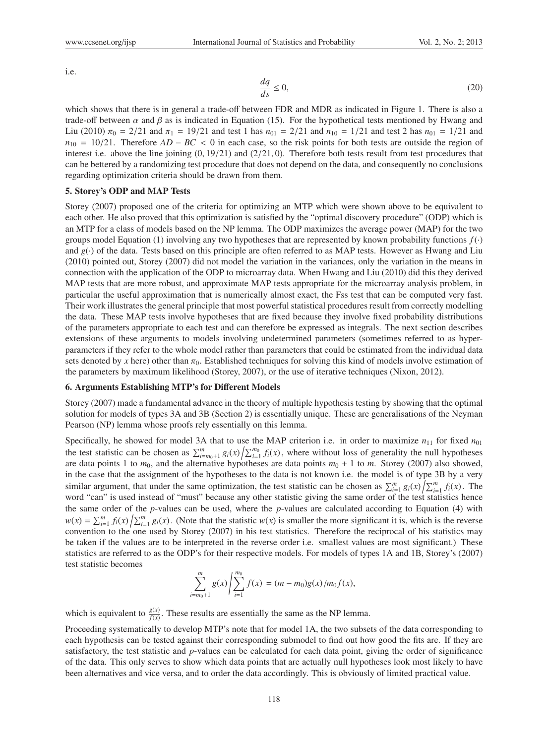i.e.

$$\frac{dq}{ds} \leq 0, \tag{20}$$

which shows that there is in general a trade-off between FDR and MDR as indicated in Figure 1. There is also a trade-off between $\alpha$ and $\beta$ as is indicated in Equation (15). For the hypothetical tests mentioned by Hwang and Liu (2010) $\pi_0 = 2/21$ and $\pi_1 = 19/21$ and test 1 has $n_{01} = 2/21$ and $n_{10} = 1/21$ and test 2 has $n_{01} = 1/21$ and $n_{10} = 10/21$. Therefore $AD - BC < 0$ in each case, so the risk points for both tests are outside the region of interest i.e. above the line joining $(0, 19/21)$ and $(2/21, 0)$. Therefore both tests result from test procedures that can be bettered by a randomizing test procedure that does not depend on the data, and consequently no conclusions regarding optimization criteria should be drawn from them.

## 5. Storey's ODP and MAP Tests

Storey (2007) proposed one of the criteria for optimizing an MTP which were shown above to be equivalent to each other. He also proved that this optimization is satisfied by the "optimal discovery procedure" (ODP) which is an MTP for a class of models based on the NP lemma. The ODP maximizes the average power (MAP) for the two groups model Equation (1) involving any two hypotheses that are represented by known probability functions $f(\cdot)$ and $g(\cdot)$ of the data. Tests based on this principle are often referred to as MAP tests. However as Hwang and Liu (2010) pointed out, Storey (2007) did not model the variation in the variances, only the variation in the means in connection with the application of the ODP to microarray data. When Hwang and Liu (2010) did this they derived MAP tests that are more robust, and approximate MAP tests appropriate for the microarray analysis problem, in particular the useful approximation that is numerically almost exact, the Fss test that can be computed very fast. Their work illustrates the general principle that most powerful statistical procedures result from correctly modelling the data. These MAP tests involve hypotheses that are fixed because they involve fixed probability distributions of the parameters appropriate to each test and can therefore be expressed as integrals. The next section describes extensions of these arguments to models involving undetermined parameters (sometimes referred to as hyper-parameters if they refer to the whole model rather than parameters that could be estimated from the individual data sets denoted by $x$ here) other than $\pi_0$. Established techniques for solving this kind of models involve estimation of the parameters by maximum likelihood (Storey, 2007), or the use of iterative techniques (Nixon, 2012).

## 6. Arguments Establishing MTP's for Different Models

Storey (2007) made a fundamental advance in the theory of multiple hypothesis testing by showing that the optimal solution for models of types 3A and 3B (Section 2) is essentially unique. These are generalisations of the Neyman Pearson (NP) lemma whose proofs rely essentially on this lemma.

Specifically, he showed for model 3A that to use the MAP criterion i.e. in order to maximize $n_{11}$ for fixed $n_{01}$ the test statistic can be chosen as $\sum_{i=m_0+1}^{m} g_i(x) \Big/ \sum_{i=1}^{m_0} f_i(x)$, where without loss of generality the null hypotheses are data points 1 to $m_0$, and the alternative hypotheses are data points $m_0 + 1$ to $m$. Storey (2007) also showed, in the case that the assignment of the hypotheses to the data is not known i.e. the model is of type 3B by a very similar argument, that under the same optimization, the test statistic can be chosen as $\sum_{i=1}^{m} g_i(x) \Big/ \sum_{i=1}^{m} f_i(x)$. The word "can" is used instead of "must" because any other statistic giving the same order of the test statistics hence the same order of the $p$-values can be used, where the $p$-values are calculated according to Equation (4) with $w(x) = \sum_{i=1}^{m} f_i(x) \Big/ \sum_{i=1}^{m} g_i(x)$. (Note that the statistic $w(x)$ is smaller the more significant it is, which is the reverse convention to the one used by Storey (2007) in his test statistics. Therefore the reciprocal of his statistics may be taken if the values are to be interpreted in the reverse order i.e. smallest values are most significant.) These statistics are referred to as the ODP's for their respective models. For models of types 1A and 1B, Storey's (2007) test statistic becomes

$$\sum_{i=m_0+1}^{m} g(x) \Bigg/ \sum_{i=1}^{m_0} f(x) = (m - m_0) g(x) / m_0 f(x),$$

which is equivalent to $\frac{g(x)}{f(x)}$. These results are essentially the same as the NP lemma.

Proceeding systematically to develop MTP's note that for model 1A, the two subsets of the data corresponding to each hypothesis can be tested against their corresponding submodel to find out how good the fits are. If they are satisfactory, the test statistic and $p$-values can be calculated for each data point, giving the order of significance of the data. This only serves to show which data points that are actually null hypotheses look most likely to have been alternatives and vice versa, and to order the data accordingly. This is obviously of limited practical value.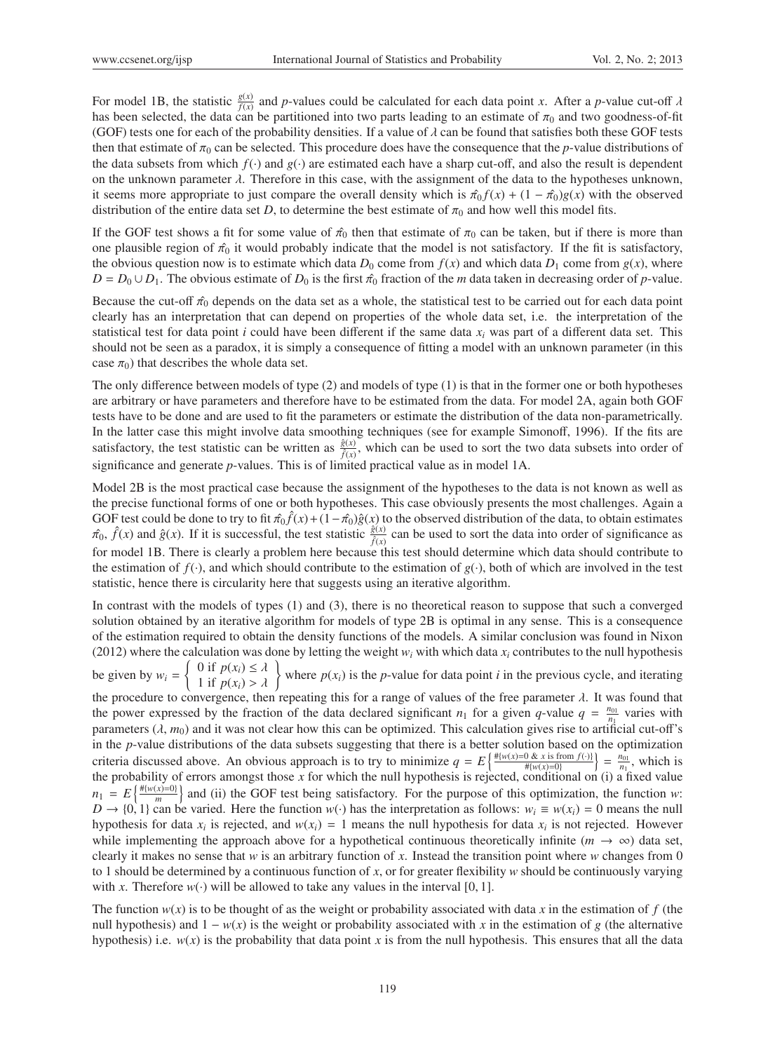For model 1B, the statistic $\frac{g(x)}{f(x)}$ and $p$-values could be calculated for each data point $x$. After a $p$-value cut-off $\lambda$ has been selected, the data can be partitioned into two parts leading to an estimate of $\pi_0$ and two goodness-of-fit (GOF) tests one for each of the probability densities. If a value of $\lambda$ can be found that satisfies both these GOF tests then that estimate of $\pi_0$ can be selected. This procedure does have the consequence that the $p$-value distributions of the data subsets from which $f(\cdot)$ and $g(\cdot)$ are estimated each have a sharp cut-off, and also the result is dependent on the unknown parameter $\lambda$. Therefore in this case, with the assignment of the data to the hypotheses unknown, it seems more appropriate to just compare the overall density which is $\hat{\pi_0} f(x) + (1 - \hat{\pi_0})g(x)$ with the observed distribution of the entire data set $D$, to determine the best estimate of $\pi_0$ and how well this model fits.

If the GOF test shows a fit for some value of $\hat{\pi_0}$ then that estimate of $\pi_0$ can be taken, but if there is more than one plausible region of $\hat{\pi_0}$ it would probably indicate that the model is not satisfactory. If the fit is satisfactory, the obvious question now is to estimate which data $D_0$ come from $f(x)$ and which data $D_1$ come from $g(x)$, where $D = D_0 \cup D_1$. The obvious estimate of $D_0$ is the first $\hat{\pi_0}$ fraction of the $m$ data taken in decreasing order of $p$-value.

Because the cut-off $\hat{\pi_0}$ depends on the data set as a whole, the statistical test to be carried out for each data point clearly has an interpretation that can depend on properties of the whole data set, i.e. the interpretation of the statistical test for data point $i$ could have been different if the same data $x_i$ was part of a different data set. This should not be seen as a paradox, it is simply a consequence of fitting a model with an unknown parameter (in this case $\pi_0$) that describes the whole data set.

The only difference between models of type (2) and models of type (1) is that in the former one or both hypotheses are arbitrary or have parameters and therefore have to be estimated from the data. For model 2A, again both GOF tests have to be done and are used to fit the parameters or estimate the distribution of the data non-parametrically. In the latter case this might involve data smoothing techniques (see for example Simonoff, 1996). If the fits are satisfactory, the test statistic can be written as $\frac{\hat{g}(x)}{\hat{f}(x)}$, which can be used to sort the two data subsets into order of significance and generate $p$-values. This is of limited practical value as in model 1A.

Model 2B is the most practical case because the assignment of the hypotheses to the data is not known as well as the precise functional forms of one or both hypotheses. This case obviously presents the most challenges. Again a GOF test could be done to try to fit $\hat{\pi_0}\hat{f}(x) + (1 - \hat{\pi_0})\hat{g}(x)$ to the observed distribution of the data, to obtain estimates $\hat{\pi_0}$, $\hat{f}(x)$ and $\hat{g}(x)$. If it is successful, the test statistic $\frac{\hat{g}(x)}{\hat{f}(x)}$ can be used to sort the data into order of significance as for model 1B. There is clearly a problem here because this test should determine which data should contribute to the estimation of $f(\cdot)$, and which should contribute to the estimation of $g(\cdot)$, both of which are involved in the test statistic, hence there is circularity here that suggests using an iterative algorithm.

In contrast with the models of types (1) and (3), there is no theoretical reason to suppose that such a converged solution obtained by an iterative algorithm for models of type 2B is optimal in any sense. This is a consequence of the estimation required to obtain the density functions of the models. A similar conclusion was found in Nixon (2012) where the calculation was done by letting the weight $w_i$ with which data $x_i$ contributes to the null hypothesis be given by $w_i = \left\{ \begin{array}{l} 0 \text{ if } p(x_i) \le \lambda \\ 1 \text{ if } p(x_i) > \lambda \end{array} \right\}$ where $p(x_i)$ is the $p$-value for data point $i$ in the previous cycle, and iterating the procedure to convergence, then repeating this for a range of values of the free parameter $\lambda$. It was found that the power expressed by the fraction of the data declared significant $n_1$ for a given $q$-value $q = \frac{n_{01}}{n_1}$ varies with parameters $(\lambda, m_0)$ and it was not clear how this can be optimized. This calculation gives rise to artificial cut-off's in the $p$-value distributions of the data subsets suggesting that there is a better solution based on the optimization criteria discussed above. An obvious approach is to try to minimize $q = E\left\{\frac{\#\{w(x)=0 \;\&\; x \text{ is from } f(\cdot)\}}{\#\{w(x)=0\}}\right\} = \frac{n_{01}}{n_1}$, which is the probability of errors amongst those $x$ for which the null hypothesis is rejected, conditional on (i) a fixed value $n_1 = E\left\{\frac{\#\{w(x)=0\}}{m}\right\}$ and (ii) the GOF test being satisfactory. For the purpose of this optimization, the function $w$: $D \to \{0, 1\}$ can be varied. Here the function $w(\cdot)$ has the interpretation as follows: $w_i \equiv w(x_i) = 0$ means the null hypothesis for data $x_i$ is rejected, and $w(x_i) = 1$ means the null hypothesis for data $x_i$ is not rejected. However while implementing the approach above for a hypothetical continuous theoretically infinite $(m \to \infty)$ data set, clearly it makes no sense that $w$ is an arbitrary function of $x$. Instead the transition point where $w$ changes from 0 to 1 should be determined by a continuous function of $x$, or for greater flexibility $w$ should be continuously varying with $x$. Therefore $w(\cdot)$ will be allowed to take any values in the interval $[0, 1]$.

The function $w(x)$ is to be thought of as the weight or probability associated with data $x$ in the estimation of $f$ (the null hypothesis) and $1 - w(x)$ is the weight or probability associated with $x$ in the estimation of $g$ (the alternative hypothesis) i.e. $w(x)$ is the probability that data point $x$ is from the null hypothesis. This ensures that all the data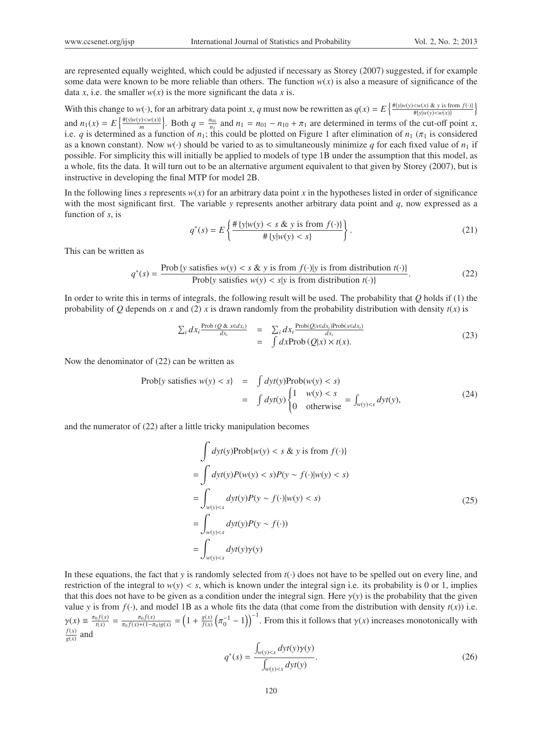are represented equally weighted, which could be adjusted if necessary as Storey (2007) suggested, if for example some data were known to be more reliable than others. The function $w(x)$ is also a measure of significance of the data $x$, i.e. the smaller $w(x)$ is the more significant the data $x$ is.

With this change to $w(\cdot)$, for an arbitrary data point $x$, $q$ must now be rewritten as $q(x) = E\left\{\frac{\#\{y|w(y)<w(x)\ \&\ y \text{ is from } f(\cdot)\}}{\#\{y|w(y)<w(x)\}}\right\}$ and $n_1(x) = E\left\{\frac{\#\{y|w(y)<w(x)\}}{m}\right\}$. Both $q = \frac{n_{01}}{n_1}$ and $n_1 = n_{01} - n_{10} + \pi_1$ are determined in terms of the cut-off point $x$, i.e. $q$ is determined as a function of $n_1$; this could be plotted on Figure 1 after elimination of $n_1$ ($\pi_1$ is considered as a known constant). Now $w(\cdot)$ should be varied to as to simultaneously minimize $q$ for each fixed value of $n_1$ if possible. For simplicity this will initially be applied to models of type 1B under the assumption that this model, as a whole, fits the data. It will turn out to be an alternative argument equivalent to that given by Storey (2007), but is instructive in developing the final MTP for model 2B.

In the following lines $s$ represents $w(x)$ for an arbitrary data point $x$ in the hypotheses listed in order of significance with the most significant first. The variable $y$ represents another arbitrary data point and $q$, now expressed as a function of $s$, is

$$q^*(s) = E\left\{\frac{\#\{y|w(y) < s\ \&\ y \text{ is from } f(\cdot)\}}{\#\{y|w(y) < s\}}\right\}. \tag{21}$$

This can be written as

$$q^*(s) = \frac{\text{Prob}\{y \text{ satisfies } w(y) < s\ \&\ y \text{ is from } f(\cdot)|y \text{ is from distribution } t(\cdot)\}}{\text{Prob}\{y \text{ satisfies } w(y) < s|y \text{ is from distribution } t(\cdot)\}}. \tag{22}$$

In order to write this in terms of integrals, the following result will be used. The probability that $Q$ holds if (1) the probability of $Q$ depends on $x$ and (2) $x$ is drawn randomly from the probability distribution with density $t(x)$ is

$$\begin{aligned} \sum_i dx_i \frac{\text{Prob}\,(Q\ \&\ x \in dx_i)}{dx_i} &= \sum_i dx_i \frac{\text{Prob}(Q|x \in dx_i)\text{Prob}(x \in dx_i)}{dx_i} \\ &= \int dx \text{Prob}\,(Q|x) \times t(x). \end{aligned} \tag{23}$$

Now the denominator of (22) can be written as

$$\begin{aligned} \text{Prob}\{y \text{ satisfies } w(y) < s\} &= \int dy t(y) \text{Prob}(w(y) < s) \\ &= \int dy t(y) \begin{cases} 1 & w(y) < s \\ 0 & \text{otherwise} \end{cases} = \int_{w(y)<s} dy t(y), \end{aligned} \tag{24}$$

and the numerator of (22) after a little tricky manipulation becomes

$$\begin{aligned} &\int dy t(y) \text{Prob}\{w(y) < s\ \&\ y \text{ is from } f(\cdot)\} \\ &= \int dy t(y) P(w(y) < s) P(y \sim f(\cdot)|w(y) < s) \\ &= \int_{w(y)<s} dy t(y) P(y \sim f(\cdot)|w(y) < s) \\ &= \int_{w(y)<s} dy t(y) P(y \sim f(\cdot)) \\ &= \int_{w(y)<s} dy t(y) \gamma(y) \end{aligned} \tag{25}$$

In these equations, the fact that $y$ is randomly selected from $t(\cdot)$ does not have to be spelled out on every line, and restriction of the integral to $w(y) < s$, which is known under the integral sign i.e. its probability is 0 or 1, implies that this does not have to be given as a condition under the integral sign. Here $\gamma(y)$ is the probability that the given value $y$ is from $f(\cdot)$, and model 1B as a whole fits the data (that come from the distribution with density $t(x)$) i.e. $\gamma(x) \equiv \frac{\pi_0 f(x)}{t(x)} = \frac{\pi_0 f(x)}{\pi_0 f(x) + (1-\pi_0) g(x)} = \left(1 + \frac{g(x)}{f(x)}\left(\pi_0^{-1} - 1\right)\right)^{-1}$. From this it follows that $\gamma(x)$ increases monotonically with $\frac{f(x)}{g(x)}$ and

$$q^*(s) = \frac{\int_{w(y)<s} dy t(y) \gamma(y)}{\int_{w(y)<s} dy t(y)}. \tag{26}$$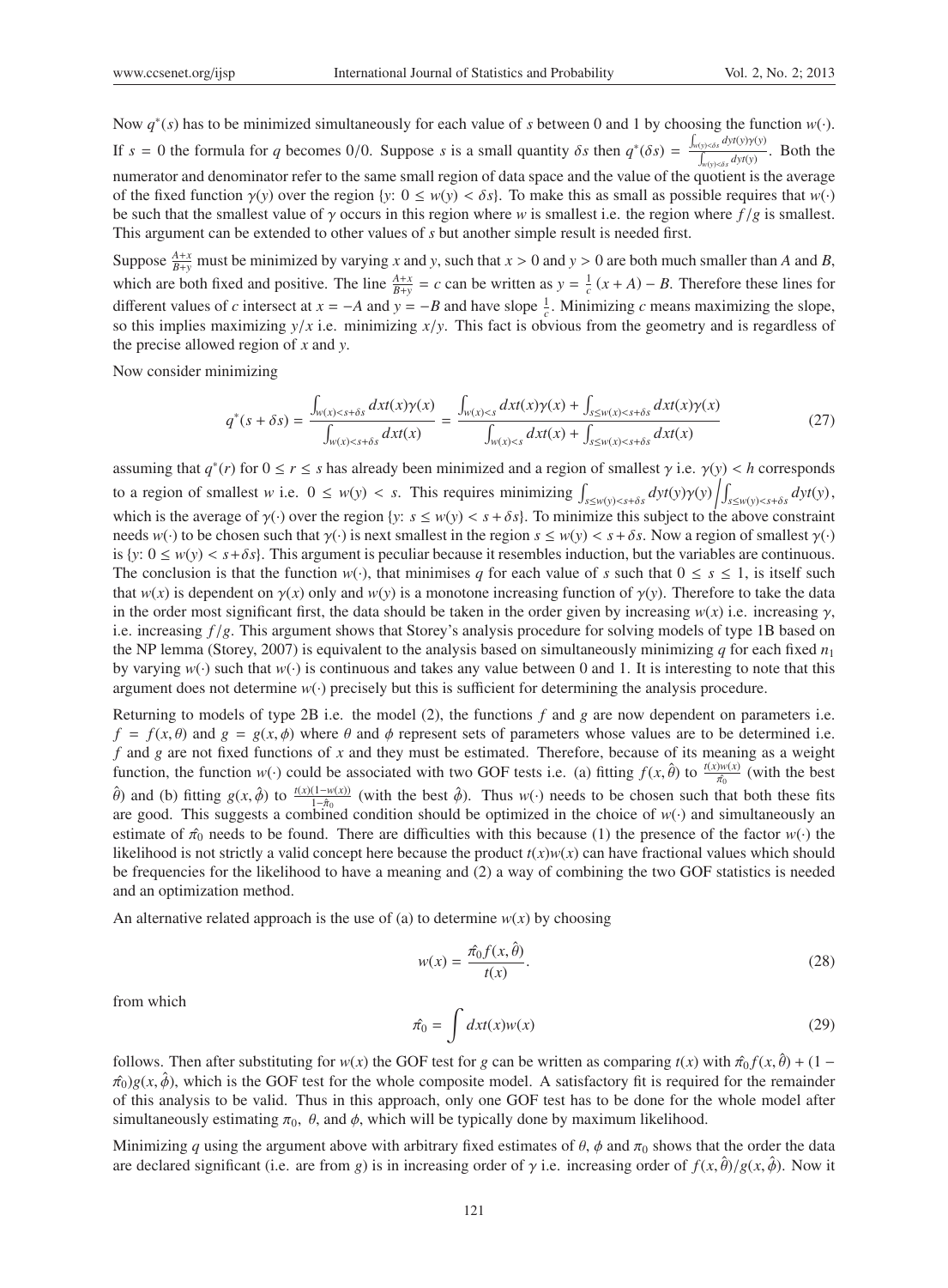Now $q^*(s)$ has to be minimized simultaneously for each value of $s$ between 0 and 1 by choosing the function $w(\cdot)$. If $s = 0$ the formula for $q$ becomes 0/0. Suppose $s$ is a small quantity $\delta s$ then $q^*(\delta s) = \frac{\int_{w(y)<\delta s} dyt(y)\gamma(y)}{\int_{w(y)<\delta s} dyt(y)}$. Both the numerator and denominator refer to the same small region of data space and the value of the quotient is the average of the fixed function $\gamma(y)$ over the region $\{y\colon 0 \le w(y) < \delta s\}$. To make this as small as possible requires that $w(\cdot)$ be such that the smallest value of $\gamma$ occurs in this region where $w$ is smallest i.e. the region where $f/g$ is smallest. This argument can be extended to other values of $s$ but another simple result is needed first.

Suppose $\frac{A+x}{B+y}$ must be minimized by varying $x$ and $y$, such that $x > 0$ and $y > 0$ are both much smaller than $A$ and $B$, which are both fixed and positive. The line $\frac{A+x}{B+y} = c$ can be written as $y = \frac{1}{c}(x + A) - B$. Therefore these lines for different values of $c$ intersect at $x = -A$ and $y = -B$ and have slope $\frac{1}{c}$. Minimizing $c$ means maximizing the slope, so this implies maximizing $y/x$ i.e. minimizing $x/y$. This fact is obvious from the geometry and is regardless of the precise allowed region of $x$ and $y$.

Now consider minimizing

$$q^*(s+\delta s) = \frac{\int_{w(x)<s+\delta s} dxt(x)\gamma(x)}{\int_{w(x)<s+\delta s} dxt(x)} = \frac{\int_{w(x)<s} dxt(x)\gamma(x) + \int_{s\le w(x)<s+\delta s} dxt(x)\gamma(x)}{\int_{w(x)<s} dxt(x) + \int_{s\le w(x)<s+\delta s} dxt(x)} \tag{27}$$

assuming that $q^*(r)$ for $0 \le r \le s$ has already been minimized and a region of smallest $\gamma$ i.e. $\gamma(y) < h$ corresponds to a region of smallest $w$ i.e. $0 \le w(y) < s$. This requires minimizing $\int_{s\le w(y)<s+\delta s} dyt(y)\gamma(y) \Big/ \int_{s\le w(y)<s+\delta s} dyt(y)$, which is the average of $\gamma(\cdot)$ over the region $\{y\colon s \le w(y) < s + \delta s\}$. To minimize this subject to the above constraint needs $w(\cdot)$ to be chosen such that $\gamma(\cdot)$ is next smallest in the region $s \le w(y) < s + \delta s$. Now a region of smallest $\gamma(\cdot)$ is $\{y\colon 0 \le w(y) < s+\delta s\}$. This argument is peculiar because it resembles induction, but the variables are continuous. The conclusion is that the function $w(\cdot)$, that minimises $q$ for each value of $s$ such that $0 \le s \le 1$, is itself such that $w(x)$ is dependent on $\gamma(x)$ only and $w(y)$ is a monotone increasing function of $\gamma(y)$. Therefore to take the data in the order most significant first, the data should be taken in the order given by increasing $w(x)$ i.e. increasing $\gamma$, i.e. increasing $f/g$. This argument shows that Storey's analysis procedure for solving models of type 1B based on the NP lemma (Storey, 2007) is equivalent to the analysis based on simultaneously minimizing $q$ for each fixed $n_1$ by varying $w(\cdot)$ such that $w(\cdot)$ is continuous and takes any value between 0 and 1. It is interesting to note that this argument does not determine $w(\cdot)$ precisely but this is sufficient for determining the analysis procedure.

Returning to models of type 2B i.e. the model (2), the functions $f$ and $g$ are now dependent on parameters i.e. $f = f(x,\theta)$ and $g = g(x,\phi)$ where $\theta$ and $\phi$ represent sets of parameters whose values are to be determined i.e. $f$ and $g$ are not fixed functions of $x$ and they must be estimated. Therefore, because of its meaning as a weight function, the function $w(\cdot)$ could be associated with two GOF tests i.e. (a) fitting $f(x,\hat{\theta})$ to $\frac{t(x)w(x)}{\hat{\pi}_0}$ (with the best $\hat{\theta}$) and (b) fitting $g(x,\hat{\phi})$ to $\frac{t(x)(1-w(x))}{1-\hat{\pi}_0}$ (with the best $\hat{\phi}$). Thus $w(\cdot)$ needs to be chosen such that both these fits are good. This suggests a combined condition should be optimized in the choice of $w(\cdot)$ and simultaneously an estimate of $\hat{\pi}_0$ needs to be found. There are difficulties with this because (1) the presence of the factor $w(\cdot)$ the likelihood is not strictly a valid concept here because the product $t(x)w(x)$ can have fractional values which should be frequencies for the likelihood to have a meaning and (2) a way of combining the two GOF statistics is needed and an optimization method.

An alternative related approach is the use of (a) to determine $w(x)$ by choosing

$$w(x) = \frac{\hat{\pi}_0 f(x,\hat{\theta})}{t(x)}. \tag{28}$$

from which

$$\hat{\pi}_0 = \int dxt(x)w(x) \tag{29}$$

follows. Then after substituting for $w(x)$ the GOF test for $g$ can be written as comparing $t(x)$ with $\hat{\pi}_0 f(x,\hat{\theta}) + (1 - \hat{\pi}_0)g(x,\hat{\phi})$, which is the GOF test for the whole composite model. A satisfactory fit is required for the remainder of this analysis to be valid. Thus in this approach, only one GOF test has to be done for the whole model after simultaneously estimating $\pi_0$, $\theta$, and $\phi$, which will be typically done by maximum likelihood.

Minimizing $q$ using the argument above with arbitrary fixed estimates of $\theta$, $\phi$ and $\pi_0$ shows that the order the data are declared significant (i.e. are from $g$) is in increasing order of $\gamma$ i.e. increasing order of $f(x,\hat{\theta})/g(x,\hat{\phi})$. Now it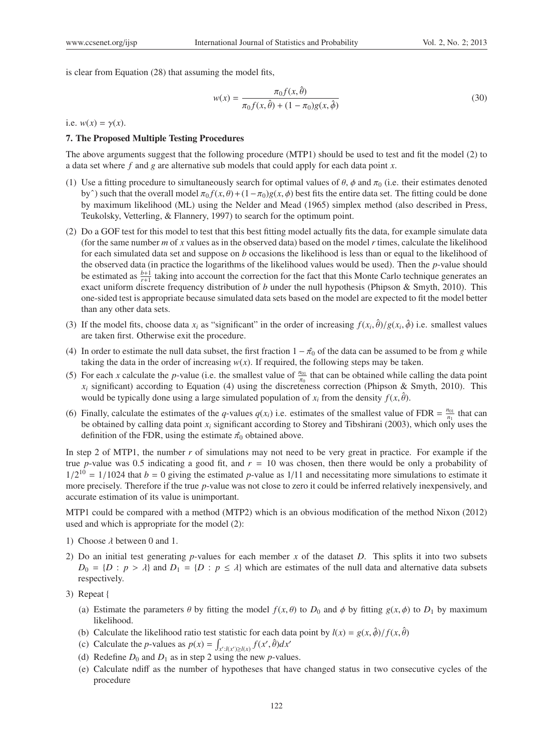is clear from Equation (28) that assuming the model fits,

$$w(x) = \frac{\pi_0 f(x, \hat{\theta})}{\pi_0 f(x, \hat{\theta}) + (1 - \pi_0) g(x, \hat{\phi})} \tag{30}$$

i.e. $w(x) = \gamma(x)$.

## 7. The Proposed Multiple Testing Procedures

The above arguments suggest that the following procedure (MTP1) should be used to test and fit the model (2) to a data set where $f$ and $g$ are alternative sub models that could apply for each data point $x$.

(1) Use a fitting procedure to simultaneously search for optimal values of $\theta$, $\phi$ and $\pi_0$ (i.e. their estimates denoted by^) such that the overall model $\pi_0 f(x, \theta) + (1 - \pi_0) g(x, \phi)$ best fits the entire data set. The fitting could be done by maximum likelihood (ML) using the Nelder and Mead (1965) simplex method (also described in Press, Teukolsky, Vetterling, & Flannery, 1997) to search for the optimum point.

(2) Do a GOF test for this model to test that this best fitting model actually fits the data, for example simulate data (for the same number $m$ of $x$ values as in the observed data) based on the model $r$ times, calculate the likelihood for each simulated data set and suppose on $b$ occasions the likelihood is less than or equal to the likelihood of the observed data (in practice the logarithms of the likelihood values would be used). Then the $p$-value should be estimated as $\frac{b+1}{r+1}$ taking into account the correction for the fact that this Monte Carlo technique generates an exact uniform discrete frequency distribution of $b$ under the null hypothesis (Phipson & Smyth, 2010). This one-sided test is appropriate because simulated data sets based on the model are expected to fit the model better than any other data sets.

(3) If the model fits, choose data $x_i$ as "significant" in the order of increasing $f(x_i, \hat{\theta})/g(x_i, \hat{\phi})$ i.e. smallest values are taken first. Otherwise exit the procedure.

(4) In order to estimate the null data subset, the first fraction $1 - \hat{\pi_0}$ of the data can be assumed to be from $g$ while taking the data in the order of increasing $w(x)$. If required, the following steps may be taken.

(5) For each $x$ calculate the $p$-value (i.e. the smallest value of $\frac{n_{01}}{\pi_0}$ that can be obtained while calling the data point $x_i$ significant) according to Equation (4) using the discreteness correction (Phipson & Smyth, 2010). This would be typically done using a large simulated population of $x_i$ from the density $f(x, \hat{\theta})$.

(6) Finally, calculate the estimates of the $q$-values $q(x_i)$ i.e. estimates of the smallest value of FDR = $\frac{n_{01}}{n_1}$ that can be obtained by calling data point $x_i$ significant according to Storey and Tibshirani (2003), which only uses the definition of the FDR, using the estimate $\hat{\pi_0}$ obtained above.

In step 2 of MTP1, the number $r$ of simulations may not need to be very great in practice. For example if the true $p$-value was 0.5 indicating a good fit, and $r = 10$ was chosen, then there would be only a probability of $1/2^{10} = 1/1024$ that $b = 0$ giving the estimated $p$-value as 1/11 and necessitating more simulations to estimate it more precisely. Therefore if the true $p$-value was not close to zero it could be inferred relatively inexpensively, and accurate estimation of its value is unimportant.

MTP1 could be compared with a method (MTP2) which is an obvious modification of the method Nixon (2012) used and which is appropriate for the model (2):

1) Choose $\lambda$ between 0 and 1.

2) Do an initial test generating $p$-values for each member $x$ of the dataset $D$. This splits it into two subsets $D_0 = \{D : p > \lambda\}$ and $D_1 = \{D : p \leq \lambda\}$ which are estimates of the null data and alternative data subsets respectively.

3) Repeat {

   (a) Estimate the parameters $\theta$ by fitting the model $f(x, \theta)$ to $D_0$ and $\phi$ by fitting $g(x, \phi)$ to $D_1$ by maximum likelihood.

   (b) Calculate the likelihood ratio test statistic for each data point by $l(x) = g(x, \hat{\phi})/f(x, \hat{\theta})$

   (c) Calculate the $p$-values as $p(x) = \int_{x' : l(x') \geq l(x)} f(x', \hat{\theta}) dx'$

   (d) Redefine $D_0$ and $D_1$ as in step 2 using the new $p$-values.

   (e) Calculate ndiff as the number of hypotheses that have changed status in two consecutive cycles of the procedure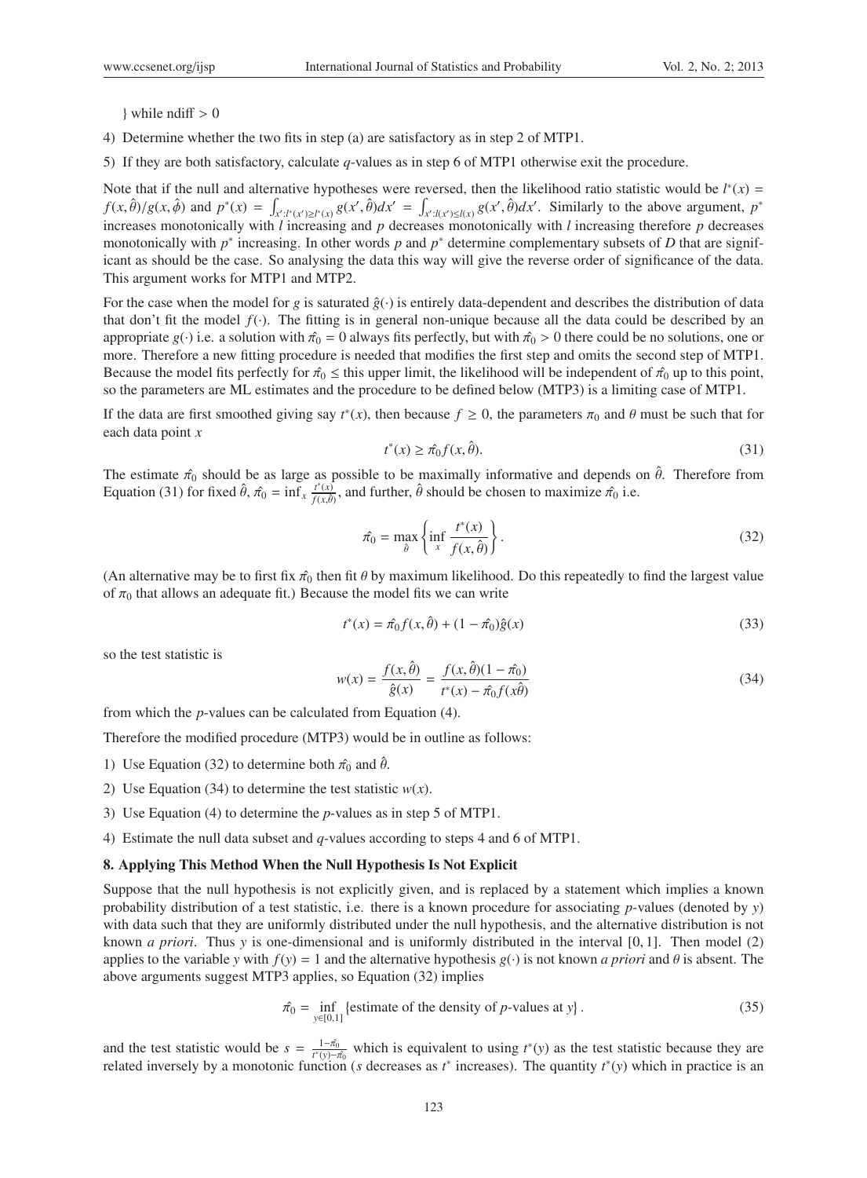} while ndiff $> 0$

4) Determine whether the two fits in step (a) are satisfactory as in step 2 of MTP1.

5) If they are both satisfactory, calculate $q$-values as in step 6 of MTP1 otherwise exit the procedure.

Note that if the null and alternative hypotheses were reversed, then the likelihood ratio statistic would be $l^*(x) = f(x, \hat{\theta})/g(x, \hat{\phi})$ and $p^*(x) = \int_{x':l^*(x') \geq l^*(x)} g(x', \hat{\theta}) dx' = \int_{x':l(x') \leq l(x)} g(x', \hat{\theta}) dx'$. Similarly to the above argument, $p^*$ increases monotonically with $l$ increasing and $p$ decreases monotonically with $l$ increasing therefore $p$ decreases monotonically with $p^*$ increasing. In other words $p$ and $p^*$ determine complementary subsets of $D$ that are significant as should be the case. So analysing the data this way will give the reverse order of significance of the data. This argument works for MTP1 and MTP2.

For the case when the model for $g$ is saturated $\hat{g}(\cdot)$ is entirely data-dependent and describes the distribution of data that don't fit the model $f(\cdot)$. The fitting is in general non-unique because all the data could be described by an appropriate $g(\cdot)$ i.e. a solution with $\hat{\pi}_0 = 0$ always fits perfectly, but with $\hat{\pi}_0 > 0$ there could be no solutions, one or more. Therefore a new fitting procedure is needed that modifies the first step and omits the second step of MTP1. Because the model fits perfectly for $\hat{\pi}_0 \leq$ this upper limit, the likelihood will be independent of $\hat{\pi}_0$ up to this point, so the parameters are ML estimates and the procedure to be defined below (MTP3) is a limiting case of MTP1.

If the data are first smoothed giving say $t^*(x)$, then because $f \geq 0$, the parameters $\pi_0$ and $\theta$ must be such that for each data point $x$

$$t^*(x) \geq \hat{\pi}_0 f(x, \hat{\theta}). \tag{31}$$

The estimate $\hat{\pi}_0$ should be as large as possible to be maximally informative and depends on $\hat{\theta}$. Therefore from Equation (31) for fixed $\hat{\theta}$, $\hat{\pi}_0 = \inf_x \frac{t^*(x)}{f(x,\hat{\theta})}$, and further, $\hat{\theta}$ should be chosen to maximize $\hat{\pi}_0$ i.e.

$$\hat{\pi}_0 = \max_{\hat{\theta}} \left\{ \inf_x \frac{t^*(x)}{f(x, \hat{\theta})} \right\}. \tag{32}$$

(An alternative may be to first fix $\hat{\pi}_0$ then fit $\theta$ by maximum likelihood. Do this repeatedly to find the largest value of $\pi_0$ that allows an adequate fit.) Because the model fits we can write

$$t^*(x) = \hat{\pi}_0 f(x, \hat{\theta}) + (1 - \hat{\pi}_0)\hat{g}(x) \tag{33}$$

so the test statistic is

$$w(x) = \frac{f(x, \hat{\theta})}{\hat{g}(x)} = \frac{f(x, \hat{\theta})(1 - \hat{\pi}_0)}{t^*(x) - \hat{\pi}_0 f(x\hat{\theta})} \tag{34}$$

from which the $p$-values can be calculated from Equation (4).

Therefore the modified procedure (MTP3) would be in outline as follows:

1) Use Equation (32) to determine both $\hat{\pi}_0$ and $\hat{\theta}$.

2) Use Equation (34) to determine the test statistic $w(x)$.

3) Use Equation (4) to determine the $p$-values as in step 5 of MTP1.

4) Estimate the null data subset and $q$-values according to steps 4 and 6 of MTP1.

## 8. Applying This Method When the Null Hypothesis Is Not Explicit

Suppose that the null hypothesis is not explicitly given, and is replaced by a statement which implies a known probability distribution of a test statistic, i.e. there is a known procedure for associating $p$-values (denoted by $y$) with data such that they are uniformly distributed under the null hypothesis, and the alternative distribution is not known *a priori*. Thus $y$ is one-dimensional and is uniformly distributed in the interval $[0, 1]$. Then model (2) applies to the variable $y$ with $f(y) = 1$ and the alternative hypothesis $g(\cdot)$ is not known *a priori* and $\theta$ is absent. The above arguments suggest MTP3 applies, so Equation (32) implies

$$\hat{\pi}_0 = \inf_{y \in [0,1]} \{\text{estimate of the density of } p\text{-values at } y\}. \tag{35}$$

and the test statistic would be $s = \frac{1-\hat{\pi}_0}{t^*(y)-\hat{\pi}_0}$ which is equivalent to using $t^*(y)$ as the test statistic because they are related inversely by a monotonic function ($s$ decreases as $t^*$ increases). The quantity $t^*(y)$ which in practice is an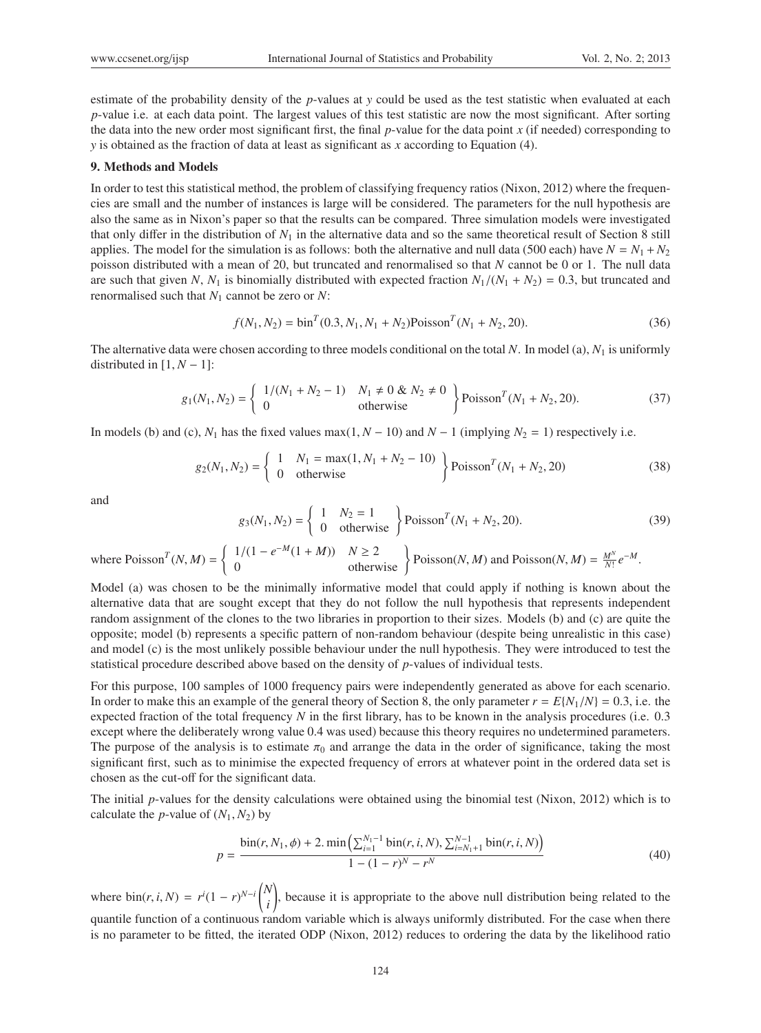estimate of the probability density of the $p$-values at $y$ could be used as the test statistic when evaluated at each $p$-value i.e. at each data point. The largest values of this test statistic are now the most significant. After sorting the data into the new order most significant first, the final $p$-value for the data point $x$ (if needed) corresponding to $y$ is obtained as the fraction of data at least as significant as $x$ according to Equation (4).

## 9. Methods and Models

In order to test this statistical method, the problem of classifying frequency ratios (Nixon, 2012) where the frequencies are small and the number of instances is large will be considered. The parameters for the null hypothesis are also the same as in Nixon's paper so that the results can be compared. Three simulation models were investigated that only differ in the distribution of $N_1$ in the alternative data and so the same theoretical result of Section 8 still applies. The model for the simulation is as follows: both the alternative and null data (500 each) have $N = N_1 + N_2$ poisson distributed with a mean of 20, but truncated and renormalised so that $N$ cannot be 0 or 1. The null data are such that given $N$, $N_1$ is binomially distributed with expected fraction $N_1/(N_1 + N_2) = 0.3$, but truncated and renormalised such that $N_1$ cannot be zero or $N$:

$$f(N_1, N_2) = \text{bin}^T(0.3, N_1, N_1 + N_2)\text{Poisson}^T(N_1 + N_2, 20). \tag{36}$$

The alternative data were chosen according to three models conditional on the total $N$. In model (a), $N_1$ is uniformly distributed in $[1, N - 1]$:

$$g_1(N_1, N_2) = \left\{ \begin{array}{ll} 1/(N_1 + N_2 - 1) & N_1 \neq 0 \ \& \ N_2 \neq 0 \\ 0 & \text{otherwise} \end{array} \right\} \text{Poisson}^T(N_1 + N_2, 20). \tag{37}$$

In models (b) and (c), $N_1$ has the fixed values $\max(1, N - 10)$ and $N - 1$ (implying $N_2 = 1$) respectively i.e.

$$g_2(N_1, N_2) = \left\{ \begin{array}{ll} 1 & N_1 = \max(1, N_1 + N_2 - 10) \\ 0 & \text{otherwise} \end{array} \right\} \text{Poisson}^T(N_1 + N_2, 20) \tag{38}$$

and

$$g_3(N_1, N_2) = \left\{ \begin{array}{ll} 1 & N_2 = 1 \\ 0 & \text{otherwise} \end{array} \right\} \text{Poisson}^T(N_1 + N_2, 20). \tag{39}$$

where $\text{Poisson}^T(N, M) = \left\{ \begin{array}{ll} 1/(1 - e^{-M}(1 + M)) & N \geq 2 \\ 0 & \text{otherwise} \end{array} \right\} \text{Poisson}(N, M)$ and $\text{Poisson}(N, M) = \frac{M^N}{N!}e^{-M}$.

Model (a) was chosen to be the minimally informative model that could apply if nothing is known about the alternative data that are sought except that they do not follow the null hypothesis that represents independent random assignment of the clones to the two libraries in proportion to their sizes. Models (b) and (c) are quite the opposite; model (b) represents a specific pattern of non-random behaviour (despite being unrealistic in this case) and model (c) is the most unlikely possible behaviour under the null hypothesis. They were introduced to test the statistical procedure described above based on the density of $p$-values of individual tests.

For this purpose, 100 samples of 1000 frequency pairs were independently generated as above for each scenario. In order to make this an example of the general theory of Section 8, the only parameter $r = E\{N_1/N\} = 0.3$, i.e. the expected fraction of the total frequency $N$ in the first library, has to be known in the analysis procedures (i.e. 0.3 except where the deliberately wrong value 0.4 was used) because this theory requires no undetermined parameters. The purpose of the analysis is to estimate $\pi_0$ and arrange the data in the order of significance, taking the most significant first, such as to minimise the expected frequency of errors at whatever point in the ordered data set is chosen as the cut-off for the significant data.

The initial $p$-values for the density calculations were obtained using the binomial test (Nixon, 2012) which is to calculate the $p$-value of $(N_1, N_2)$ by

$$p = \frac{\text{bin}(r, N_1, \phi) + 2.\min\left(\sum_{i=1}^{N_1-1} \text{bin}(r, i, N), \sum_{i=N_1+1}^{N-1} \text{bin}(r, i, N)\right)}{1 - (1 - r)^N - r^N} \tag{40}$$

where $\text{bin}(r, i, N) = r^i(1 - r)^{N-i}\binom{N}{i}$, because it is appropriate to the above null distribution being related to the quantile function of a continuous random variable which is always uniformly distributed. For the case when there is no parameter to be fitted, the iterated ODP (Nixon, 2012) reduces to ordering the data by the likelihood ratio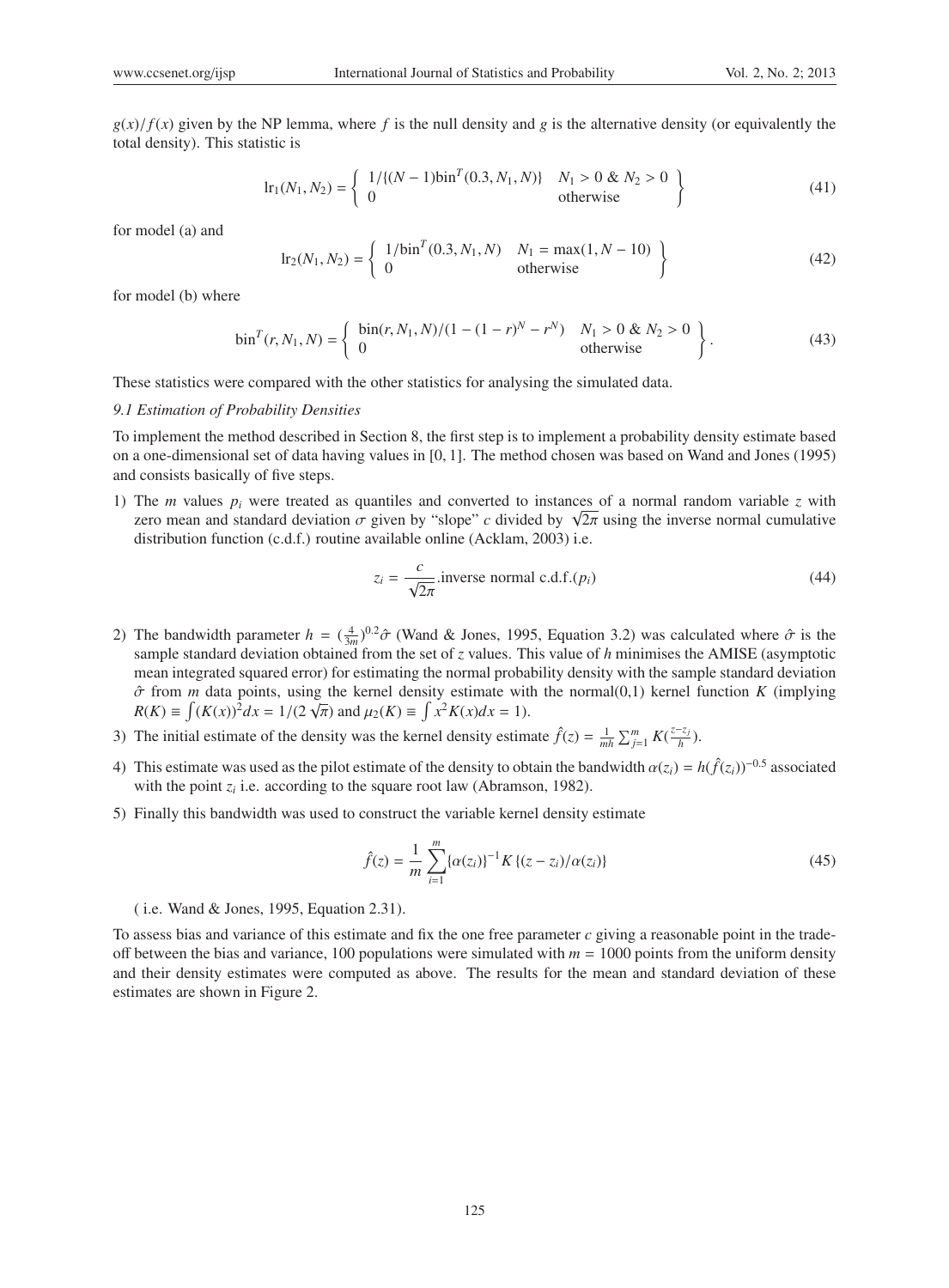$g(x)/f(x)$ given by the NP lemma, where $f$ is the null density and $g$ is the alternative density (or equivalently the total density). This statistic is

$$\text{lr}_1(N_1, N_2) = \left\{ \begin{array}{ll} 1/\{(N-1)\text{bin}^T(0.3, N_1, N)\} & N_1 > 0 \ \& \ N_2 > 0 \\ 0 & \text{otherwise} \end{array} \right\} \tag{41}$$

for model (a) and

$$\text{lr}_2(N_1, N_2) = \left\{ \begin{array}{ll} 1/\text{bin}^T(0.3, N_1, N) & N_1 = \max(1, N-10) \\ 0 & \text{otherwise} \end{array} \right\} \tag{42}$$

for model (b) where

$$\text{bin}^T(r, N_1, N) = \left\{ \begin{array}{ll} \text{bin}(r, N_1, N)/(1-(1-r)^N - r^N) & N_1 > 0 \ \& \ N_2 > 0 \\ 0 & \text{otherwise} \end{array} \right\}. \tag{43}$$

These statistics were compared with the other statistics for analysing the simulated data.

*9.1 Estimation of Probability Densities*

To implement the method described in Section 8, the first step is to implement a probability density estimate based on a one-dimensional set of data having values in $[0, 1]$. The method chosen was based on Wand and Jones (1995) and consists basically of five steps.

1) The $m$ values $p_i$ were treated as quantiles and converted to instances of a normal random variable $z$ with zero mean and standard deviation $\sigma$ given by "slope" $c$ divided by $\sqrt{2\pi}$ using the inverse normal cumulative distribution function (c.d.f.) routine available online (Acklam, 2003) i.e.

$$z_i = \frac{c}{\sqrt{2\pi}}.\text{inverse normal c.d.f.}(p_i) \tag{44}$$

2) The bandwidth parameter $h = (\frac{4}{3m})^{0.2}\hat{\sigma}$ (Wand & Jones, 1995, Equation 3.2) was calculated where $\hat{\sigma}$ is the sample standard deviation obtained from the set of $z$ values. This value of $h$ minimises the AMISE (asymptotic mean integrated squared error) for estimating the normal probability density with the sample standard deviation $\hat{\sigma}$ from $m$ data points, using the kernel density estimate with the normal(0,1) kernel function $K$ (implying $R(K) \equiv \int (K(x))^2 dx = 1/(2\sqrt{\pi})$ and $\mu_2(K) \equiv \int x^2 K(x) dx = 1$).

3) The initial estimate of the density was the kernel density estimate $\hat{f}(z) = \frac{1}{mh}\sum_{j=1}^{m} K(\frac{z-z_j}{h})$.

4) This estimate was used as the pilot estimate of the density to obtain the bandwidth $\alpha(z_i) = h(\hat{f}(z_i))^{-0.5}$ associated with the point $z_i$ i.e. according to the square root law (Abramson, 1982).

5) Finally this bandwidth was used to construct the variable kernel density estimate

$$\hat{f}(z) = \frac{1}{m}\sum_{i=1}^{m}\{\alpha(z_i)\}^{-1} K\{(z - z_i)/\alpha(z_i)\} \tag{45}$$

( i.e. Wand & Jones, 1995, Equation 2.31).

To assess bias and variance of this estimate and fix the one free parameter $c$ giving a reasonable point in the trade-off between the bias and variance, 100 populations were simulated with $m = 1000$ points from the uniform density and their density estimates were computed as above. The results for the mean and standard deviation of these estimates are shown in Figure 2.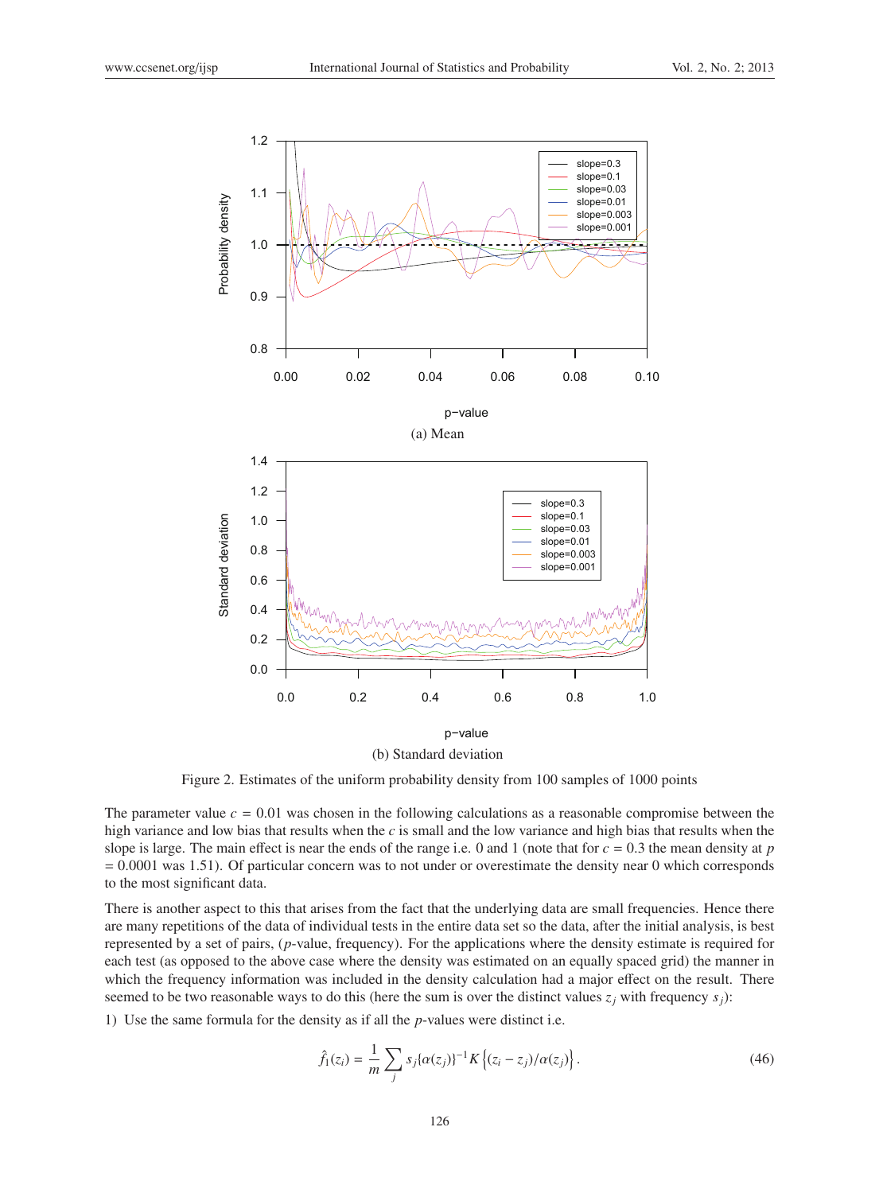(a) Mean

(b) Standard deviation

Figure 2. Estimates of the uniform probability density from 100 samples of 1000 points

The parameter value $c = 0.01$ was chosen in the following calculations as a reasonable compromise between the high variance and low bias that results when the $c$ is small and the low variance and high bias that results when the slope is large. The main effect is near the ends of the range i.e. 0 and 1 (note that for $c = 0.3$ the mean density at $p = 0.0001$ was 1.51). Of particular concern was to not under or overestimate the density near 0 which corresponds to the most significant data.

There is another aspect to this that arises from the fact that the underlying data are small frequencies. Hence there are many repetitions of the data of individual tests in the entire data set so the data, after the initial analysis, is best represented by a set of pairs, ($p$-value, frequency). For the applications where the density estimate is required for each test (as opposed to the above case where the density was estimated on an equally spaced grid) the manner in which the frequency information was included in the density calculation had a major effect on the result. There seemed to be two reasonable ways to do this (here the sum is over the distinct values $z_j$ with frequency $s_j$):

1) Use the same formula for the density as if all the $p$-values were distinct i.e.

$$\hat{f}_1(z_i) = \frac{1}{m} \sum_j s_j \{\alpha(z_j)\}^{-1} K\left\{(z_i - z_j)/\alpha(z_j)\right\}. \tag{46}$$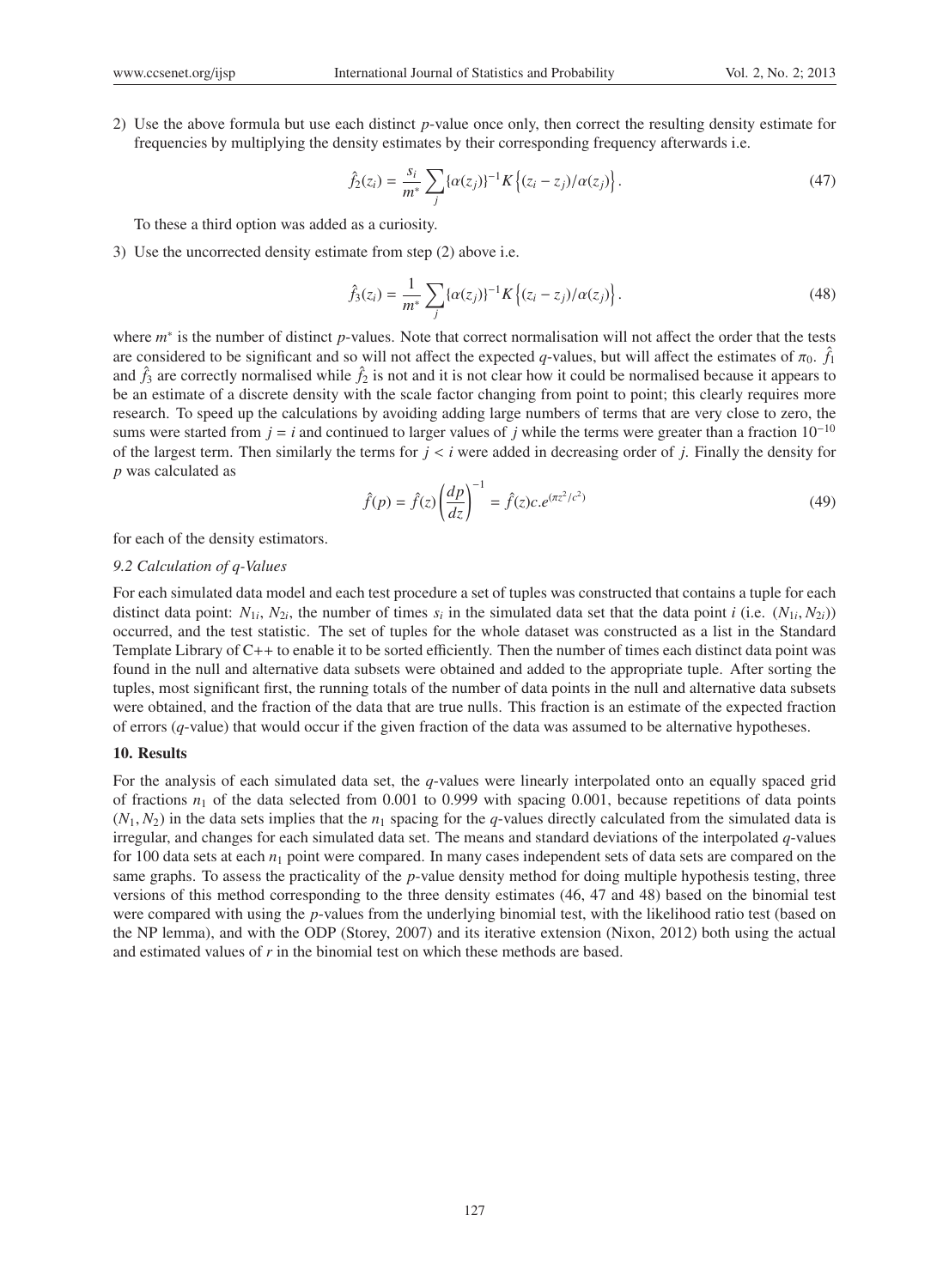2) Use the above formula but use each distinct $p$-value once only, then correct the resulting density estimate for frequencies by multiplying the density estimates by their corresponding frequency afterwards i.e.

$$\hat{f}_2(z_i) = \frac{s_i}{m^*} \sum_j \{\alpha(z_j)\}^{-1} K\left\{(z_i - z_j)/\alpha(z_j)\right\}. \tag{47}$$

To these a third option was added as a curiosity.

3) Use the uncorrected density estimate from step (2) above i.e.

$$\hat{f}_3(z_i) = \frac{1}{m^*} \sum_j \{\alpha(z_j)\}^{-1} K\left\{(z_i - z_j)/\alpha(z_j)\right\}. \tag{48}$$

where $m^*$ is the number of distinct $p$-values. Note that correct normalisation will not affect the order that the tests are considered to be significant and so will not affect the expected $q$-values, but will affect the estimates of $\pi_0$. $\hat{f}_1$ and $\hat{f}_3$ are correctly normalised while $\hat{f}_2$ is not and it is not clear how it could be normalised because it appears to be an estimate of a discrete density with the scale factor changing from point to point; this clearly requires more research. To speed up the calculations by avoiding adding large numbers of terms that are very close to zero, the sums were started from $j = i$ and continued to larger values of $j$ while the terms were greater than a fraction $10^{-10}$ of the largest term. Then similarly the terms for $j < i$ were added in decreasing order of $j$. Finally the density for $p$ was calculated as

$$\hat{f}(p) = \hat{f}(z)\left(\frac{dp}{dz}\right)^{-1} = \hat{f}(z)c.e^{(\pi z^2/c^2)} \tag{49}$$

for each of the density estimators.

### 9.2 Calculation of q-Values

For each simulated data model and each test procedure a set of tuples was constructed that contains a tuple for each distinct data point: $N_{1i}$, $N_{2i}$, the number of times $s_i$ in the simulated data set that the data point $i$ (i.e. $(N_{1i}, N_{2i})$) occurred, and the test statistic. The set of tuples for the whole dataset was constructed as a list in the Standard Template Library of C++ to enable it to be sorted efficiently. Then the number of times each distinct data point was found in the null and alternative data subsets were obtained and added to the appropriate tuple. After sorting the tuples, most significant first, the running totals of the number of data points in the null and alternative data subsets were obtained, and the fraction of the data that are true nulls. This fraction is an estimate of the expected fraction of errors ($q$-value) that would occur if the given fraction of the data was assumed to be alternative hypotheses.

## 10. Results

For the analysis of each simulated data set, the $q$-values were linearly interpolated onto an equally spaced grid of fractions $n_1$ of the data selected from 0.001 to 0.999 with spacing 0.001, because repetitions of data points $(N_1, N_2)$ in the data sets implies that the $n_1$ spacing for the $q$-values directly calculated from the simulated data is irregular, and changes for each simulated data set. The means and standard deviations of the interpolated $q$-values for 100 data sets at each $n_1$ point were compared. In many cases independent sets of data sets are compared on the same graphs. To assess the practicality of the $p$-value density method for doing multiple hypothesis testing, three versions of this method corresponding to the three density estimates (46, 47 and 48) based on the binomial test were compared with using the $p$-values from the underlying binomial test, with the likelihood ratio test (based on the NP lemma), and with the ODP (Storey, 2007) and its iterative extension (Nixon, 2012) both using the actual and estimated values of $r$ in the binomial test on which these methods are based.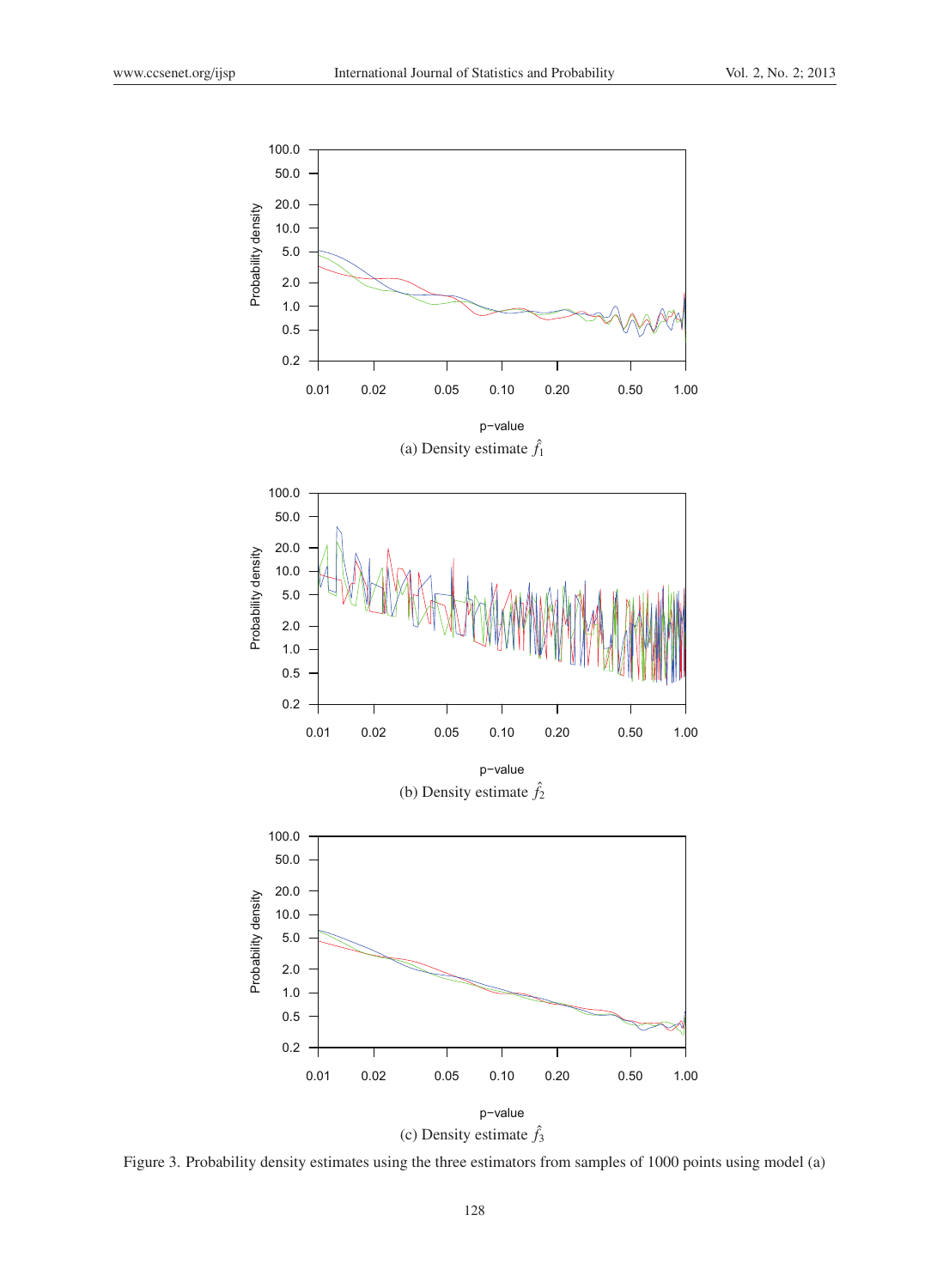(a) Density estimate $\hat{f}_1$

(b) Density estimate $\hat{f}_2$

(c) Density estimate $\hat{f}_3$

Figure 3. Probability density estimates using the three estimators from samples of 1000 points using model (a)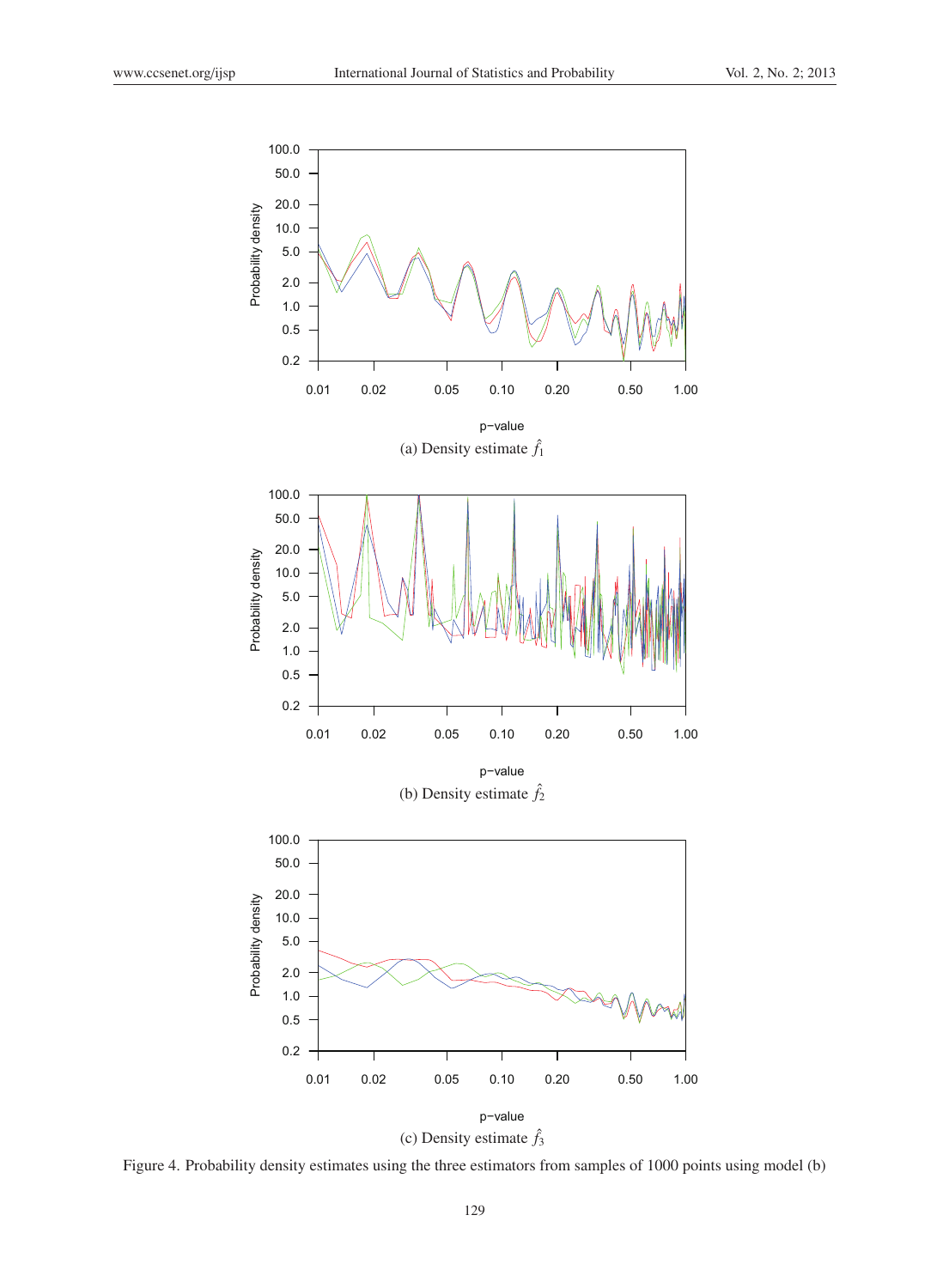(a) Density estimate $\hat{f}_1$

(b) Density estimate $\hat{f}_2$

(c) Density estimate $\hat{f}_3$

Figure 4. Probability density estimates using the three estimators from samples of 1000 points using model (b)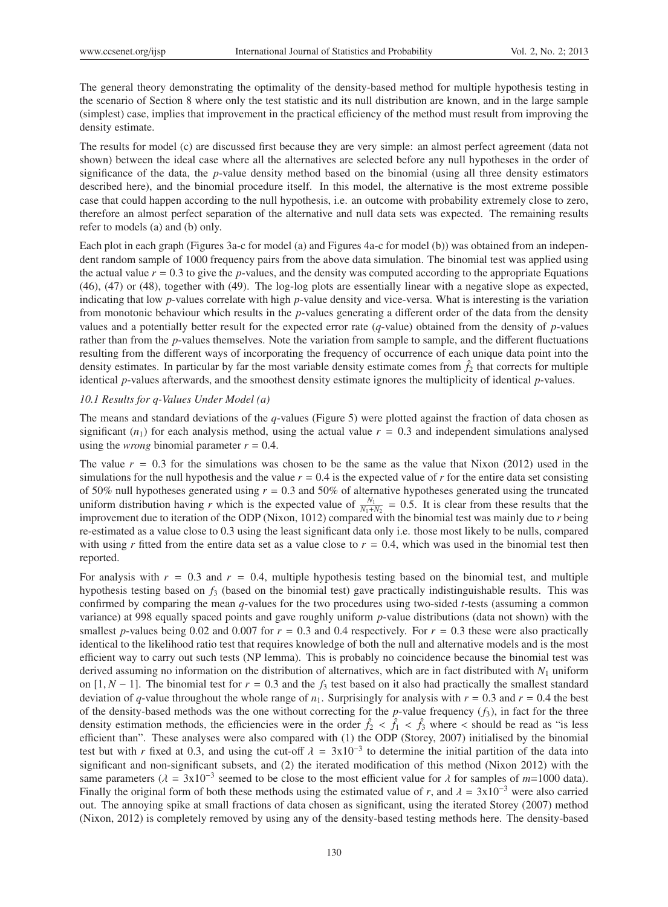The general theory demonstrating the optimality of the density-based method for multiple hypothesis testing in the scenario of Section 8 where only the test statistic and its null distribution are known, and in the large sample (simplest) case, implies that improvement in the practical efficiency of the method must result from improving the density estimate.

The results for model (c) are discussed first because they are very simple: an almost perfect agreement (data not shown) between the ideal case where all the alternatives are selected before any null hypotheses in the order of significance of the data, the *p*-value density method based on the binomial (using all three density estimators described here), and the binomial procedure itself. In this model, the alternative is the most extreme possible case that could happen according to the null hypothesis, i.e. an outcome with probability extremely close to zero, therefore an almost perfect separation of the alternative and null data sets was expected. The remaining results refer to models (a) and (b) only.

Each plot in each graph (Figures 3a-c for model (a) and Figures 4a-c for model (b)) was obtained from an independent random sample of 1000 frequency pairs from the above data simulation. The binomial test was applied using the actual value $r = 0.3$ to give the *p*-values, and the density was computed according to the appropriate Equations (46), (47) or (48), together with (49). The log-log plots are essentially linear with a negative slope as expected, indicating that low *p*-values correlate with high *p*-value density and vice-versa. What is interesting is the variation from monotonic behaviour which results in the *p*-values generating a different order of the data from the density values and a potentially better result for the expected error rate (*q*-value) obtained from the density of *p*-values rather than from the *p*-values themselves. Note the variation from sample to sample, and the different fluctuations resulting from the different ways of incorporating the frequency of occurrence of each unique data point into the density estimates. In particular by far the most variable density estimate comes from $\hat{f}_2$ that corrects for multiple identical *p*-values afterwards, and the smoothest density estimate ignores the multiplicity of identical *p*-values.

### *10.1 Results for q-Values Under Model (a)*

The means and standard deviations of the *q*-values (Figure 5) were plotted against the fraction of data chosen as significant ($n_1$) for each analysis method, using the actual value $r = 0.3$ and independent simulations analysed using the *wrong* binomial parameter $r = 0.4$.

The value $r = 0.3$ for the simulations was chosen to be the same as the value that Nixon (2012) used in the simulations for the null hypothesis and the value $r = 0.4$ is the expected value of $r$ for the entire data set consisting of 50% null hypotheses generated using $r = 0.3$ and 50% of alternative hypotheses generated using the truncated uniform distribution having $r$ which is the expected value of $\frac{N_1}{N_1+N_2} = 0.5$. It is clear from these results that the improvement due to iteration of the ODP (Nixon, 1012) compared with the binomial test was mainly due to $r$ being re-estimated as a value close to 0.3 using the least significant data only i.e. those most likely to be nulls, compared with using $r$ fitted from the entire data set as a value close to $r = 0.4$, which was used in the binomial test then reported.

For analysis with $r = 0.3$ and $r = 0.4$, multiple hypothesis testing based on the binomial test, and multiple hypothesis testing based on $f_3$ (based on the binomial test) gave practically indistinguishable results. This was confirmed by comparing the mean *q*-values for the two procedures using two-sided *t*-tests (assuming a common variance) at 998 equally spaced points and gave roughly uniform *p*-value distributions (data not shown) with the smallest *p*-values being 0.02 and 0.007 for $r = 0.3$ and 0.4 respectively. For $r = 0.3$ these were also practically identical to the likelihood ratio test that requires knowledge of both the null and alternative models and is the most efficient way to carry out such tests (NP lemma). This is probably no coincidence because the binomial test was derived assuming no information on the distribution of alternatives, which are in fact distributed with $N_1$ uniform on $[1, N-1]$. The binomial test for $r = 0.3$ and the $f_3$ test based on it also had practically the smallest standard deviation of *q*-value throughout the whole range of $n_1$. Surprisingly for analysis with $r = 0.3$ and $r = 0.4$ the best of the density-based methods was the one without correcting for the *p*-value frequency ($f_3$), in fact for the three density estimation methods, the efficiencies were in the order $\hat{f}_2 < \hat{f}_1 < \hat{f}_3$ where < should be read as "is less efficient than". These analyses were also compared with (1) the ODP (Storey, 2007) initialised by the binomial test but with $r$ fixed at 0.3, and using the cut-off $\lambda = 3\text{x}10^{-3}$ to determine the initial partition of the data into significant and non-significant subsets, and (2) the iterated modification of this method (Nixon 2012) with the same parameters ($\lambda = 3\text{x}10^{-3}$ seemed to be close to the most efficient value for $\lambda$ for samples of $m$=1000 data). Finally the original form of both these methods using the estimated value of $r$, and $\lambda = 3\text{x}10^{-3}$ were also carried out. The annoying spike at small fractions of data chosen as significant, using the iterated Storey (2007) method (Nixon, 2012) is completely removed by using any of the density-based testing methods here. The density-based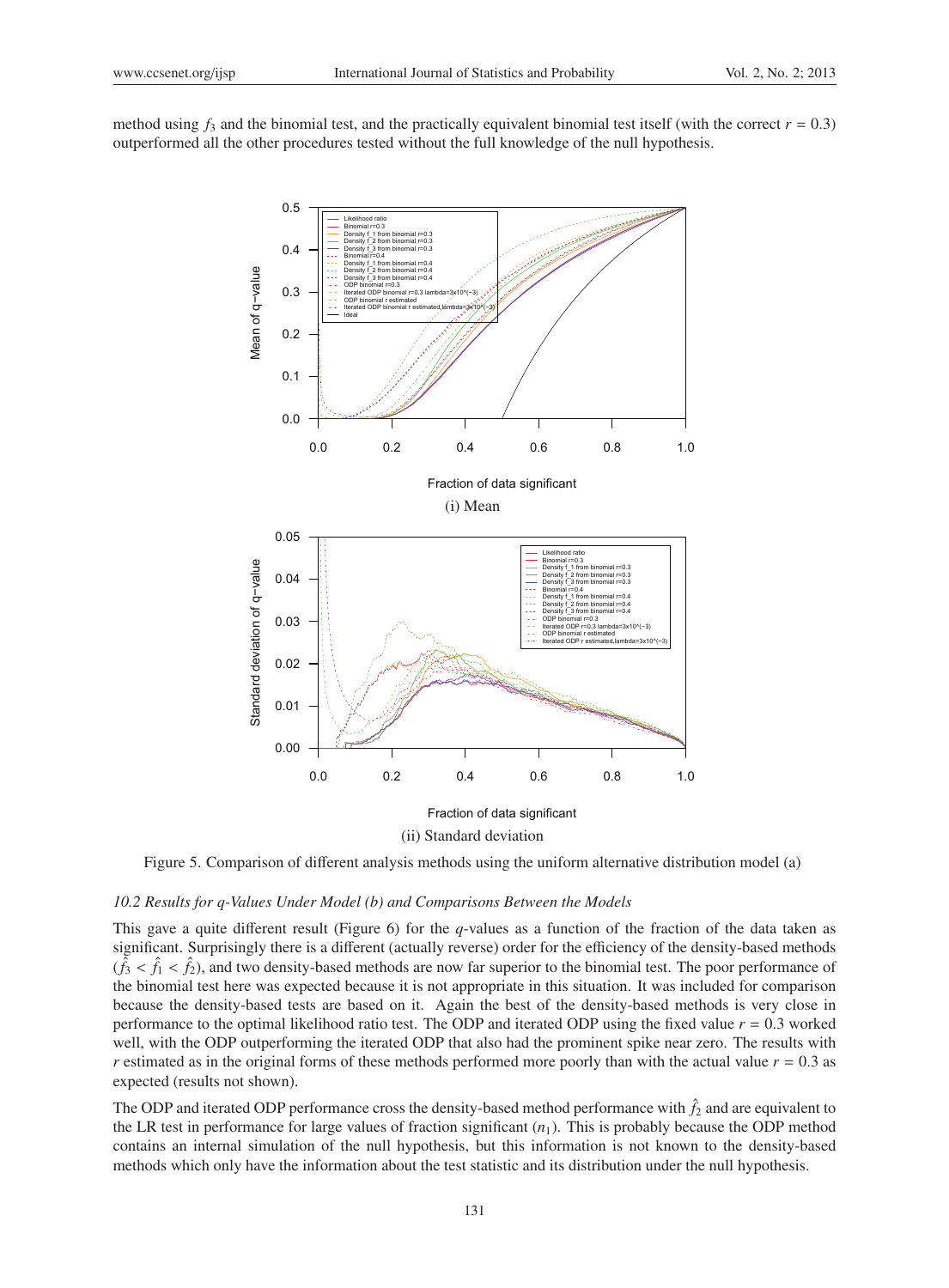method using $f_3$ and the binomial test, and the practically equivalent binomial test itself (with the correct $r = 0.3$) outperformed all the other procedures tested without the full knowledge of the null hypothesis.

(i) Mean

(ii) Standard deviation

Figure 5. Comparison of different analysis methods using the uniform alternative distribution model (a)

### 10.2 Results for q-Values Under Model (b) and Comparisons Between the Models

This gave a quite different result (Figure 6) for the $q$-values as a function of the fraction of the data taken as significant. Surprisingly there is a different (actually reverse) order for the efficiency of the density-based methods ($\hat{f}_3 < \hat{f}_1 < \hat{f}_2$), and two density-based methods are now far superior to the binomial test. The poor performance of the binomial test here was expected because it is not appropriate in this situation. It was included for comparison because the density-based tests are based on it. Again the best of the density-based methods is very close in performance to the optimal likelihood ratio test. The ODP and iterated ODP using the fixed value $r = 0.3$ worked well, with the ODP outperforming the iterated ODP that also had the prominent spike near zero. The results with $r$ estimated as in the original forms of these methods performed more poorly than with the actual value $r = 0.3$ as expected (results not shown).

The ODP and iterated ODP performance cross the density-based method performance with $\hat{f}_2$ and are equivalent to the LR test in performance for large values of fraction significant ($n_1$). This is probably because the ODP method contains an internal simulation of the null hypothesis, but this information is not known to the density-based methods which only have the information about the test statistic and its distribution under the null hypothesis.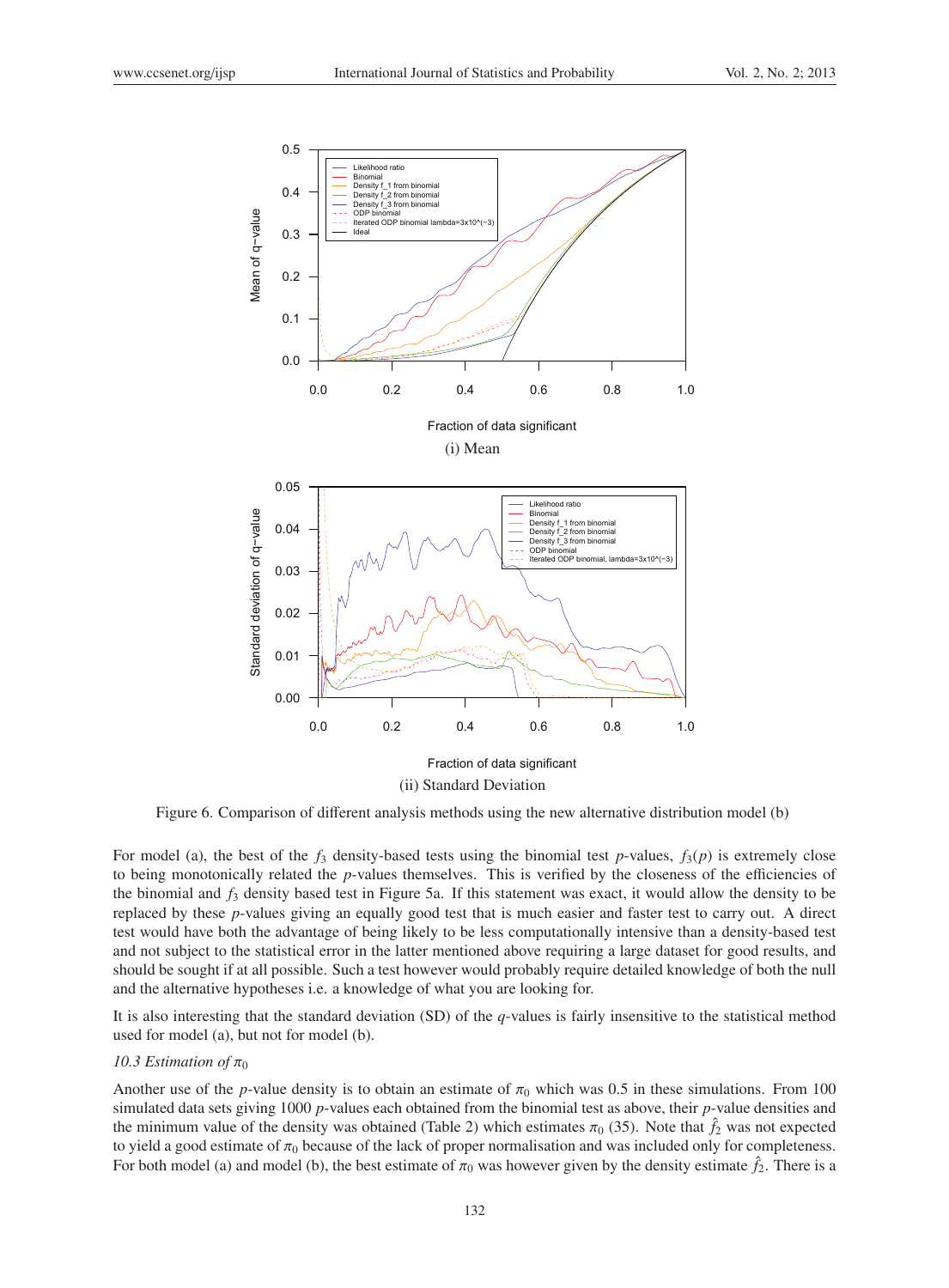(i) Mean

(ii) Standard Deviation

Figure 6. Comparison of different analysis methods using the new alternative distribution model (b)

For model (a), the best of the $f_3$ density-based tests using the binomial test $p$-values, $f_3(p)$ is extremely close to being monotonically related the $p$-values themselves. This is verified by the closeness of the efficiencies of the binomial and $f_3$ density based test in Figure 5a. If this statement was exact, it would allow the density to be replaced by these $p$-values giving an equally good test that is much easier and faster test to carry out. A direct test would have both the advantage of being likely to be less computationally intensive than a density-based test and not subject to the statistical error in the latter mentioned above requiring a large dataset for good results, and should be sought if at all possible. Such a test however would probably require detailed knowledge of both the null and the alternative hypotheses i.e. a knowledge of what you are looking for.

It is also interesting that the standard deviation (SD) of the $q$-values is fairly insensitive to the statistical method used for model (a), but not for model (b).

*10.3 Estimation of $\pi_0$*

Another use of the $p$-value density is to obtain an estimate of $\pi_0$ which was 0.5 in these simulations. From 100 simulated data sets giving 1000 $p$-values each obtained from the binomial test as above, their $p$-value densities and the minimum value of the density was obtained (Table 2) which estimates $\pi_0$ (35). Note that $\hat{f}_2$ was not expected to yield a good estimate of $\pi_0$ because of the lack of proper normalisation and was included only for completeness. For both model (a) and model (b), the best estimate of $\pi_0$ was however given by the density estimate $\hat{f}_2$. There is a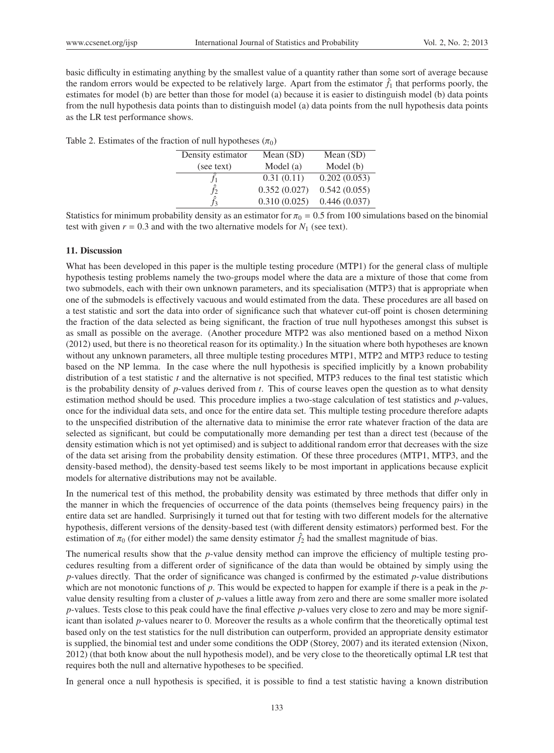basic difficulty in estimating anything by the smallest value of a quantity rather than some sort of average because the random errors would be expected to be relatively large. Apart from the estimator $\hat{f}_1$ that performs poorly, the estimates for model (b) are better than those for model (a) because it is easier to distinguish model (b) data points from the null hypothesis data points than to distinguish model (a) data points from the null hypothesis data points as the LR test performance shows.

Table 2. Estimates of the fraction of null hypotheses ($\pi_0$)

| Density estimator (see text) | Mean (SD) Model (a) | Mean (SD) Model (b) |
|---|---|---|
| $\hat{f}_1$ | 0.31 (0.11) | 0.202 (0.053) |
| $\hat{f}_2$ | 0.352 (0.027) | 0.542 (0.055) |
| $\hat{f}_3$ | 0.310 (0.025) | 0.446 (0.037) |

Statistics for minimum probability density as an estimator for $\pi_0 = 0.5$ from 100 simulations based on the binomial test with given $r = 0.3$ and with the two alternative models for $N_1$ (see text).

## 11. Discussion

What has been developed in this paper is the multiple testing procedure (MTP1) for the general class of multiple hypothesis testing problems namely the two-groups model where the data are a mixture of those that come from two submodels, each with their own unknown parameters, and its specialisation (MTP3) that is appropriate when one of the submodels is effectively vacuous and would estimated from the data. These procedures are all based on a test statistic and sort the data into order of significance such that whatever cut-off point is chosen determining the fraction of the data selected as being significant, the fraction of true null hypotheses amongst this subset is as small as possible on the average. (Another procedure MTP2 was also mentioned based on a method Nixon (2012) used, but there is no theoretical reason for its optimality.) In the situation where both hypotheses are known without any unknown parameters, all three multiple testing procedures MTP1, MTP2 and MTP3 reduce to testing based on the NP lemma. In the case where the null hypothesis is specified implicitly by a known probability distribution of a test statistic $t$ and the alternative is not specified, MTP3 reduces to the final test statistic which is the probability density of $p$-values derived from $t$. This of course leaves open the question as to what density estimation method should be used. This procedure implies a two-stage calculation of test statistics and $p$-values, once for the individual data sets, and once for the entire data set. This multiple testing procedure therefore adapts to the unspecified distribution of the alternative data to minimise the error rate whatever fraction of the data are selected as significant, but could be computationally more demanding per test than a direct test (because of the density estimation which is not yet optimised) and is subject to additional random error that decreases with the size of the data set arising from the probability density estimation. Of these three procedures (MTP1, MTP3, and the density-based method), the density-based test seems likely to be most important in applications because explicit models for alternative distributions may not be available.

In the numerical test of this method, the probability density was estimated by three methods that differ only in the manner in which the frequencies of occurrence of the data points (themselves being frequency pairs) in the entire data set are handled. Surprisingly it turned out that for testing with two different models for the alternative hypothesis, different versions of the density-based test (with different density estimators) performed best. For the estimation of $\pi_0$ (for either model) the same density estimator $\hat{f}_2$ had the smallest magnitude of bias.

The numerical results show that the $p$-value density method can improve the efficiency of multiple testing procedures resulting from a different order of significance of the data than would be obtained by simply using the $p$-values directly. That the order of significance was changed is confirmed by the estimated $p$-value distributions which are not monotonic functions of $p$. This would be expected to happen for example if there is a peak in the $p$-value density resulting from a cluster of $p$-values a little away from zero and there are some smaller more isolated $p$-values. Tests close to this peak could have the final effective $p$-values very close to zero and may be more significant than isolated $p$-values nearer to 0. Moreover the results as a whole confirm that the theoretically optimal test based only on the test statistics for the null distribution can outperform, provided an appropriate density estimator is supplied, the binomial test and under some conditions the ODP (Storey, 2007) and its iterated extension (Nixon, 2012) (that both know about the null hypothesis model), and be very close to the theoretically optimal LR test that requires both the null and alternative hypotheses to be specified.

In general once a null hypothesis is specified, it is possible to find a test statistic having a known distribution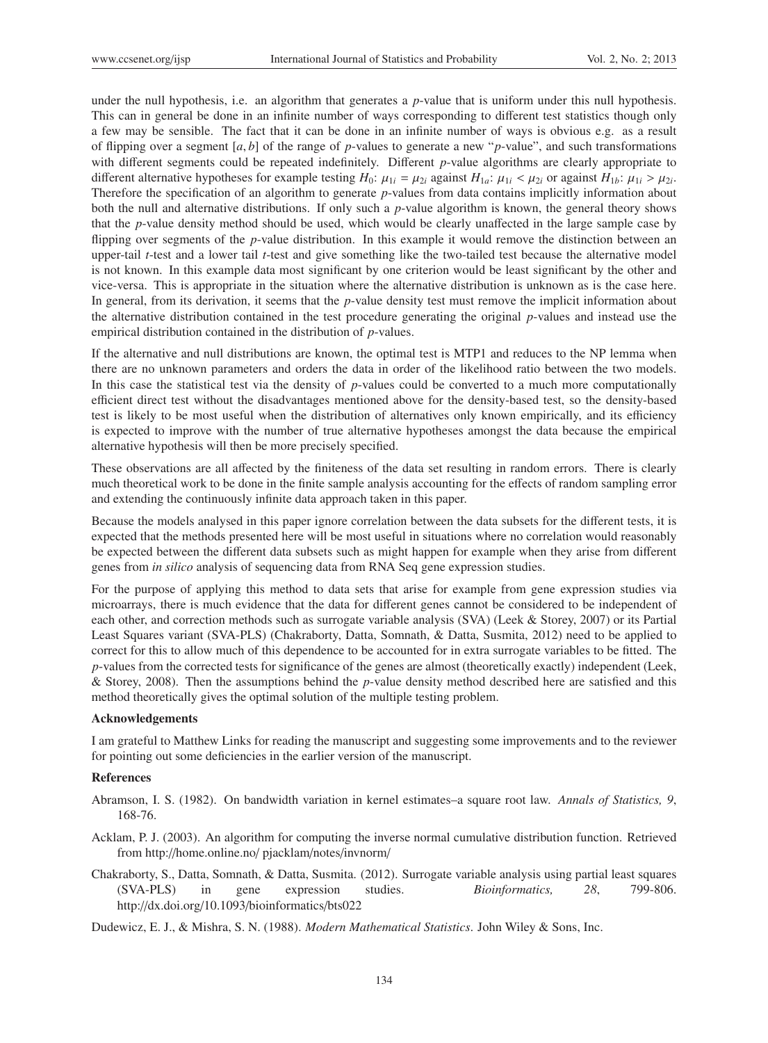under the null hypothesis, i.e. an algorithm that generates a $p$-value that is uniform under this null hypothesis. This can in general be done in an infinite number of ways corresponding to different test statistics though only a few may be sensible. The fact that it can be done in an infinite number of ways is obvious e.g. as a result of flipping over a segment $[a, b]$ of the range of $p$-values to generate a new "$p$-value", and such transformations with different segments could be repeated indefinitely. Different $p$-value algorithms are clearly appropriate to different alternative hypotheses for example testing $H_0$: $\mu_{1i} = \mu_{2i}$ against $H_{1a}$: $\mu_{1i} < \mu_{2i}$ or against $H_{1b}$: $\mu_{1i} > \mu_{2i}$. Therefore the specification of an algorithm to generate $p$-values from data contains implicitly information about both the null and alternative distributions. If only such a $p$-value algorithm is known, the general theory shows that the $p$-value density method should be used, which would be clearly unaffected in the large sample case by flipping over segments of the $p$-value distribution. In this example it would remove the distinction between an upper-tail $t$-test and a lower tail $t$-test and give something like the two-tailed test because the alternative model is not known. In this example data most significant by one criterion would be least significant by the other and vice-versa. This is appropriate in the situation where the alternative distribution is unknown as is the case here. In general, from its derivation, it seems that the $p$-value density test must remove the implicit information about the alternative distribution contained in the test procedure generating the original $p$-values and instead use the empirical distribution contained in the distribution of $p$-values.

If the alternative and null distributions are known, the optimal test is MTP1 and reduces to the NP lemma when there are no unknown parameters and orders the data in order of the likelihood ratio between the two models. In this case the statistical test via the density of $p$-values could be converted to a much more computationally efficient direct test without the disadvantages mentioned above for the density-based test, so the density-based test is likely to be most useful when the distribution of alternatives only known empirically, and its efficiency is expected to improve with the number of true alternative hypotheses amongst the data because the empirical alternative hypothesis will then be more precisely specified.

These observations are all affected by the finiteness of the data set resulting in random errors. There is clearly much theoretical work to be done in the finite sample analysis accounting for the effects of random sampling error and extending the continuously infinite data approach taken in this paper.

Because the models analysed in this paper ignore correlation between the data subsets for the different tests, it is expected that the methods presented here will be most useful in situations where no correlation would reasonably be expected between the different data subsets such as might happen for example when they arise from different genes from *in silico* analysis of sequencing data from RNA Seq gene expression studies.

For the purpose of applying this method to data sets that arise for example from gene expression studies via microarrays, there is much evidence that the data for different genes cannot be considered to be independent of each other, and correction methods such as surrogate variable analysis (SVA) (Leek & Storey, 2007) or its Partial Least Squares variant (SVA-PLS) (Chakraborty, Datta, Somnath, & Datta, Susmita, 2012) need to be applied to correct for this to allow much of this dependence to be accounted for in extra surrogate variables to be fitted. The $p$-values from the corrected tests for significance of the genes are almost (theoretically exactly) independent (Leek, & Storey, 2008). Then the assumptions behind the $p$-value density method described here are satisfied and this method theoretically gives the optimal solution of the multiple testing problem.

**Acknowledgements**

I am grateful to Matthew Links for reading the manuscript and suggesting some improvements and to the reviewer for pointing out some deficiencies in the earlier version of the manuscript.

**References**

Abramson, I. S. (1982). On bandwidth variation in kernel estimates–a square root law. *Annals of Statistics, 9*, 168-76.

Acklam, P. J. (2003). An algorithm for computing the inverse normal cumulative distribution function. Retrieved from http://home.online.no/ pjacklam/notes/invnorm/

Chakraborty, S., Datta, Somnath, & Datta, Susmita. (2012). Surrogate variable analysis using partial least squares (SVA-PLS) in gene expression studies. *Bioinformatics, 28*, 799-806. http://dx.doi.org/10.1093/bioinformatics/bts022

Dudewicz, E. J., & Mishra, S. N. (1988). *Modern Mathematical Statistics*. John Wiley & Sons, Inc.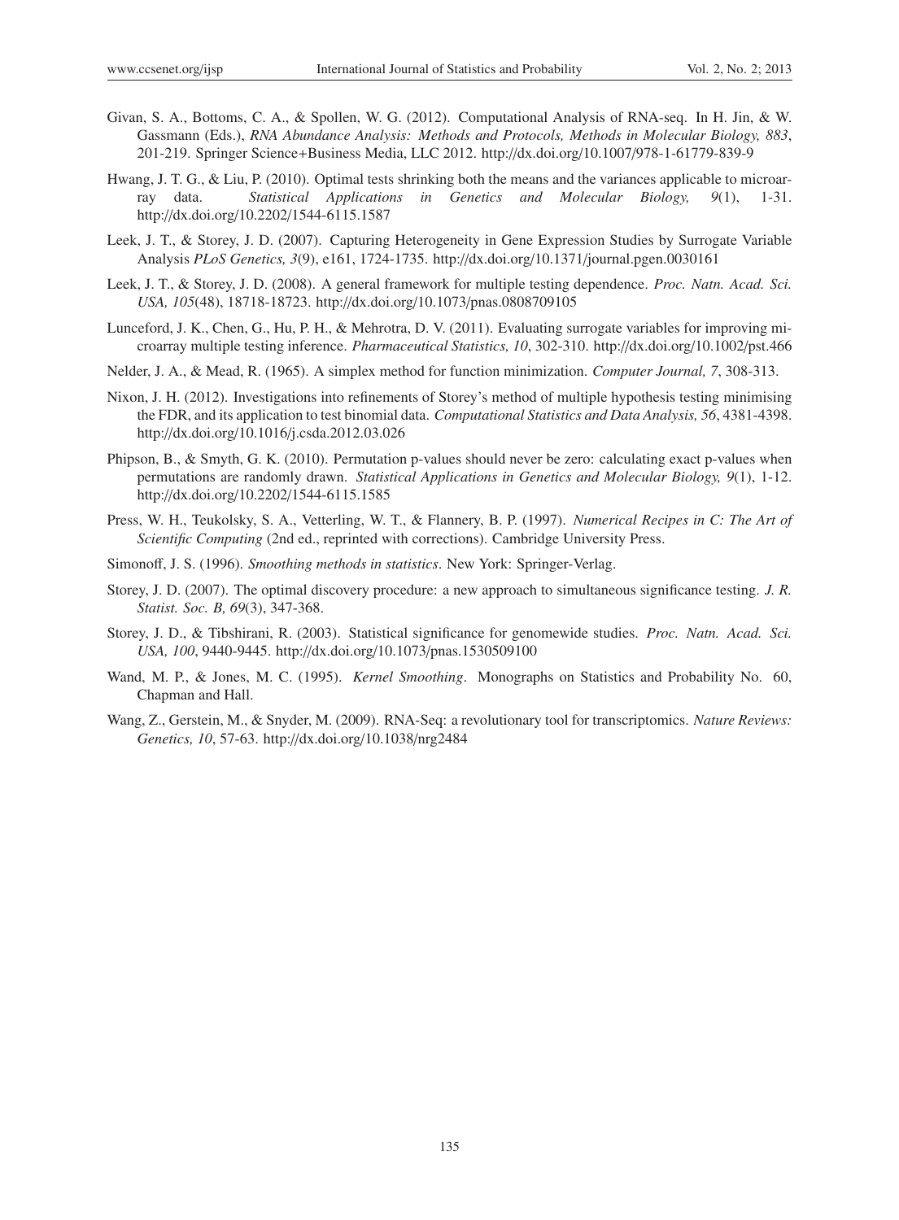Givan, S. A., Bottoms, C. A., & Spollen, W. G. (2012). Computational Analysis of RNA-seq. In H. Jin, & W. Gassmann (Eds.), *RNA Abundance Analysis: Methods and Protocols, Methods in Molecular Biology, 883*, 201-219. Springer Science+Business Media, LLC 2012. http://dx.doi.org/10.1007/978-1-61779-839-9

Hwang, J. T. G., & Liu, P. (2010). Optimal tests shrinking both the means and the variances applicable to microarray data. *Statistical Applications in Genetics and Molecular Biology, 9*(1), 1-31. http://dx.doi.org/10.2202/1544-6115.1587

Leek, J. T., & Storey, J. D. (2007). Capturing Heterogeneity in Gene Expression Studies by Surrogate Variable Analysis *PLoS Genetics, 3*(9), e161, 1724-1735. http://dx.doi.org/10.1371/journal.pgen.0030161

Leek, J. T., & Storey, J. D. (2008). A general framework for multiple testing dependence. *Proc. Natn. Acad. Sci. USA, 105*(48), 18718-18723. http://dx.doi.org/10.1073/pnas.0808709105

Lunceford, J. K., Chen, G., Hu, P. H., & Mehrotra, D. V. (2011). Evaluating surrogate variables for improving microarray multiple testing inference. *Pharmaceutical Statistics, 10*, 302-310. http://dx.doi.org/10.1002/pst.466

Nelder, J. A., & Mead, R. (1965). A simplex method for function minimization. *Computer Journal, 7*, 308-313.

Nixon, J. H. (2012). Investigations into refinements of Storey's method of multiple hypothesis testing minimising the FDR, and its application to test binomial data. *Computational Statistics and Data Analysis, 56*, 4381-4398. http://dx.doi.org/10.1016/j.csda.2012.03.026

Phipson, B., & Smyth, G. K. (2010). Permutation p-values should never be zero: calculating exact p-values when permutations are randomly drawn. *Statistical Applications in Genetics and Molecular Biology, 9*(1), 1-12. http://dx.doi.org/10.2202/1544-6115.1585

Press, W. H., Teukolsky, S. A., Vetterling, W. T., & Flannery, B. P. (1997). *Numerical Recipes in C: The Art of Scientific Computing* (2nd ed., reprinted with corrections). Cambridge University Press.

Simonoff, J. S. (1996). *Smoothing methods in statistics*. New York: Springer-Verlag.

Storey, J. D. (2007). The optimal discovery procedure: a new approach to simultaneous significance testing. *J. R. Statist. Soc. B, 69*(3), 347-368.

Storey, J. D., & Tibshirani, R. (2003). Statistical significance for genomewide studies. *Proc. Natn. Acad. Sci. USA, 100*, 9440-9445. http://dx.doi.org/10.1073/pnas.1530509100

Wand, M. P., & Jones, M. C. (1995). *Kernel Smoothing*. Monographs on Statistics and Probability No. 60, Chapman and Hall.

Wang, Z., Gerstein, M., & Snyder, M. (2009). RNA-Seq: a revolutionary tool for transcriptomics. *Nature Reviews: Genetics, 10*, 57-63. http://dx.doi.org/10.1038/nrg2484